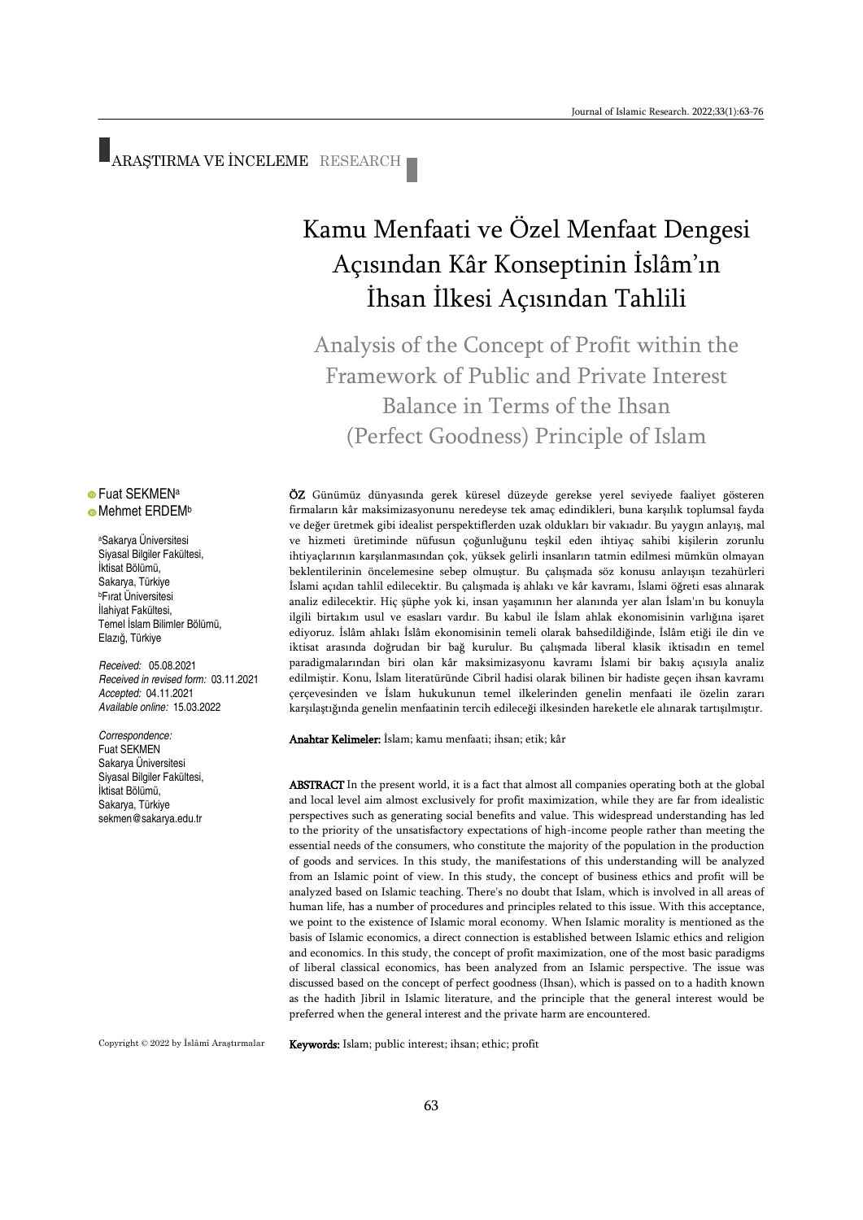ARAŞTIRMA VE İNCELEME RESEARCH

# Kamu Menfaati ve Özel Menfaat Dengesi Açısından Kâr Konseptinin İslâm'ın İhsan İlkesi Açısından Tahlili

## Analysis of the Concept of Profit within the Framework of Public and Private Interest Balance in Terms of the Ihsan (Perfect Goodness) Principle of Islam

Fuat SEKMEN[a]
Mehmet ERDEM[b]

[a]Sakarya Üniversitesi Siyasal Bilgiler Fakültesi, İktisat Bölümü, Sakarya, Türkiye
[b]Fırat Üniversitesi İlahiyat Fakültesi, Temel İslam Bilimler Bölümü, Elazığ, Türkiye

*Received:* 05.08.2021
*Received in revised form:* 03.11.2021
*Accepted:* 04.11.2021
*Available online:* 15.03.2022

*Correspondence:*
Fuat SEKMEN
Sakarya Üniversitesi
Siyasal Bilgiler Fakültesi,
İktisat Bölümü,
Sakarya, Türkiye
sekmen@sakarya.edu.tr

**ÖZ** Günümüz dünyasında gerek küresel düzeyde gerekse yerel seviyede faaliyet gösteren firmaların kâr maksimizasyonunu neredeyse tek amaç edindikleri, buna karşılık toplumsal fayda ve değer üretmek gibi idealist perspektiflerden uzak oldukları bir vakıadır. Bu yaygın anlayış, mal ve hizmeti üretiminde nüfusun çoğunluğunu teşkil eden ihtiyaç sahibi kişilerin zorunlu ihtiyaçlarının karşılanmasından çok, yüksek gelirli insanların tatmin edilmesi mümkün olmayan beklentilerinin öncelemesine sebep olmuştur. Bu çalışmada söz konusu anlayışın tezahürleri İslami açıdan tahlil edilecektir. Bu çalışmada iş ahlakı ve kâr kavramı, İslami öğreti esas alınarak analiz edilecektir. Hiç şüphe yok ki, insan yaşamının her alanında yer alan İslâm'ın bu konuyla ilgili birtakım usul ve esasları vardır. Bu kabul ile İslâm ahlak ekonomisinin varlığına işaret ediyoruz. İslâm ahlakı İslâm ekonomisinin temeli olarak bahsedildiğinde, İslâm etiği ile din ve iktisat arasında doğrudan bir bağ kurulur. Bu çalışmada liberal klasik iktisadın en temel paradigmalarından biri olan kâr maksimizasyonu kavramı İslami bir bakış açısıyla analiz edilmiştir. Konu, İslam literatüründe Cibril hadisi olarak bilinen bir hadiste geçen ihsan kavramı çerçevesinden ve İslam hukukunun temel ilkelerinden genelin menfaati ile özelin zararı karşılaştığında genelin menfaatinin tercih edileceği ilkesinden hareketle ele alınarak tartışılmıştır.

**Anahtar Kelimeler:** İslam; kamu menfaati; ihsan; etik; kâr

**ABSTRACT** In the present world, it is a fact that almost all companies operating both at the global and local level aim almost exclusively for profit maximization, while they are far from idealistic perspectives such as generating social benefits and value. This widespread understanding has led to the priority of the unsatisfactory expectations of high-income people rather than meeting the essential needs of the consumers, who constitute the majority of the population in the production of goods and services. In this study, the manifestations of this understanding will be analyzed from an Islamic point of view. In this study, the concept of business ethics and profit will be analyzed based on Islamic teaching. There's no doubt that Islam, which is involved in all areas of human life, has a number of procedures and principles related to this issue. With this acceptance, we point to the existence of Islamic moral economy. When Islamic morality is mentioned as the basis of Islamic economics, a direct connection is established between Islamic ethics and religion and economics. In this study, the concept of profit maximization, one of the most basic paradigms of liberal classical economics, has been analyzed from an Islamic perspective. The issue was discussed based on the concept of perfect goodness (Ihsan), which is passed on to a hadith known as the hadith Jibril in Islamic literature, and the principle that the general interest would be preferred when the general interest and the private harm are encountered.

**Keywords:** Islam; public interest; ihsan; ethic; profit

Copyright © 2022 by İslâmî Araştırmalar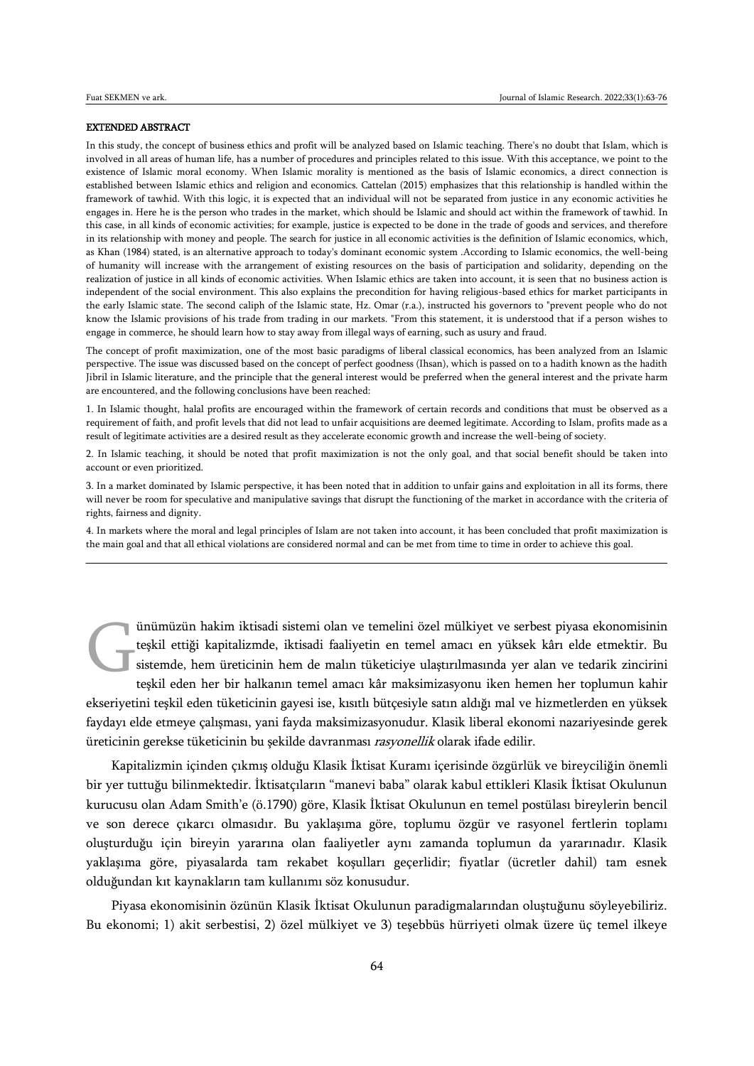## EXTENDED ABSTRACT

In this study, the concept of business ethics and profit will be analyzed based on Islamic teaching. There's no doubt that Islam, which is involved in all areas of human life, has a number of procedures and principles related to this issue. With this acceptance, we point to the existence of Islamic moral economy. When Islamic morality is mentioned as the basis of Islamic economics, a direct connection is established between Islamic ethics and religion and economics. Cattelan (2015) emphasizes that this relationship is handled within the framework of tawhid. With this logic, it is expected that an individual will not be separated from justice in any economic activities he engages in. Here he is the person who trades in the market, which should be Islamic and should act within the framework of tawhid. In this case, in all kinds of economic activities; for example, justice is expected to be done in the trade of goods and services, and therefore in its relationship with money and people. The search for justice in all economic activities is the definition of Islamic economics, which, as Khan (1984) stated, is an alternative approach to today's dominant economic system .According to Islamic economics, the well-being of humanity will increase with the arrangement of existing resources on the basis of participation and solidarity, depending on the realization of justice in all kinds of economic activities. When Islamic ethics are taken into account, it is seen that no business action is independent of the social environment. This also explains the precondition for having religious-based ethics for market participants in the early Islamic state. The second caliph of the Islamic state, Hz. Omar (r.a.), instructed his governors to "prevent people who do not know the Islamic provisions of his trade from trading in our markets. "From this statement, it is understood that if a person wishes to engage in commerce, he should learn how to stay away from illegal ways of earning, such as usury and fraud.

The concept of profit maximization, one of the most basic paradigms of liberal classical economics, has been analyzed from an Islamic perspective. The issue was discussed based on the concept of perfect goodness (Ihsan), which is passed on to a hadith known as the hadith Jibril in Islamic literature, and the principle that the general interest would be preferred when the general interest and the private harm are encountered, and the following conclusions have been reached:

1. In Islamic thought, halal profits are encouraged within the framework of certain records and conditions that must be observed as a requirement of faith, and profit levels that did not lead to unfair acquisitions are deemed legitimate. According to Islam, profits made as a result of legitimate activities are a desired result as they accelerate economic growth and increase the well-being of society.

2. In Islamic teaching, it should be noted that profit maximization is not the only goal, and that social benefit should be taken into account or even prioritized.

3. In a market dominated by Islamic perspective, it has been noted that in addition to unfair gains and exploitation in all its forms, there will never be room for speculative and manipulative savings that disrupt the functioning of the market in accordance with the criteria of rights, fairness and dignity.

4. In markets where the moral and legal principles of Islam are not taken into account, it has been concluded that profit maximization is the main goal and that all ethical violations are considered normal and can be met from time to time in order to achieve this goal.

---

Günümüzün hakim iktisadi sistemi olan ve temelini özel mülkiyet ve serbest piyasa ekonomisinin teşkil ettiği kapitalizmde, iktisadi faaliyetin en temel amacı en yüksek kârı elde etmektir. Bu sistemde, hem üreticinin hem de malın tüketiciye ulaştırılmasında yer alan ve tedarik zincirini teşkil eden her bir halkanın temel amacı kâr maksimizasyonu iken hemen her toplumun kahir ekseriyetini teşkil eden tüketicinin gayesi ise, kısıtlı bütçesiyle satın aldığı mal ve hizmetlerden en yüksek faydayı elde etmeye çalışması, yani fayda maksimizasyonudur. Klasik liberal ekonomi nazariyesinde gerek üreticinin gerekse tüketicinin bu şekilde davranması *rasyonellik* olarak ifade edilir.

Kapitalizmin içinden çıkmış olduğu Klasik İktisat Kuramı içerisinde özgürlük ve bireyciliğin önemli bir yer tuttuğu bilinmektedir. İktisatçıların "manevi baba" olarak kabul ettikleri Klasik İktisat Okulunun kurucusu olan Adam Smith'e (ö.1790) göre, Klasik İktisat Okulunun en temel postülası bireylerin bencil ve son derece çıkarcı olmasıdır. Bu yaklaşıma göre, toplumu özgür ve rasyonel fertlerin toplamı oluşturduğu için bireyin yararına olan faaliyetler aynı zamanda toplumun da yararınadır. Klasik yaklaşıma göre, piyasalarda tam rekabet koşulları geçerlidir; fiyatlar (ücretler dahil) tam esnek olduğundan kıt kaynakların tam kullanımı söz konusudur.

Piyasa ekonomisinin özünün Klasik İktisat Okulunun paradigmalarından oluştuğunu söyleyebiliriz. Bu ekonomi; 1) akit serbestisi, 2) özel mülkiyet ve 3) teşebbüs hürriyeti olmak üzere üç temel ilkeye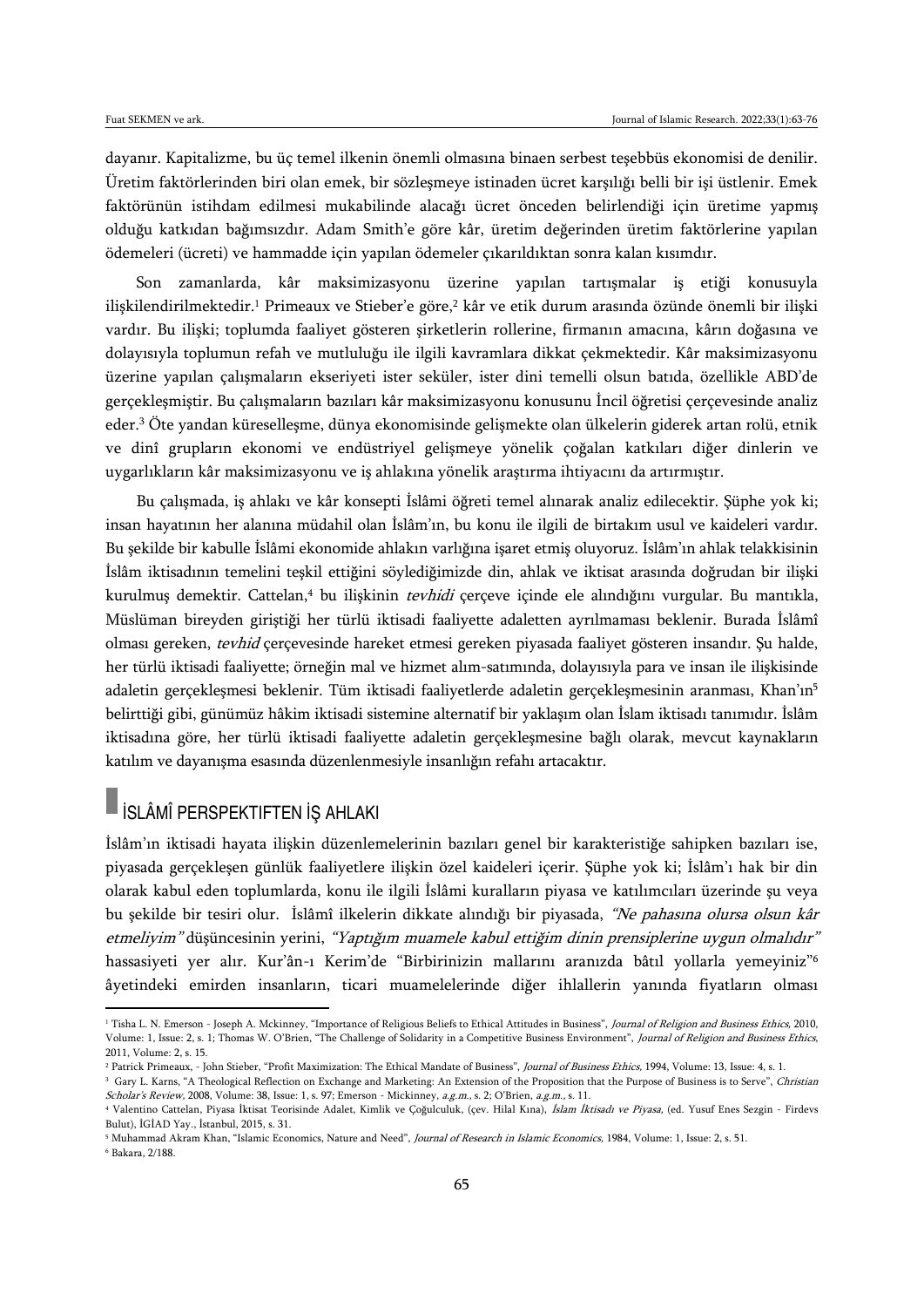dayanır. Kapitalizme, bu üç temel ilkenin önemli olmasına binaen serbest teşebbüs ekonomisi de denilir. Üretim faktörlerinden biri olan emek, bir sözleşmeye istinaden ücret karşılığı belli bir işi üstlenir. Emek faktörünün istihdam edilmesi mukabilinde alacağı ücret önceden belirlendiği için üretime yapmış olduğu katkıdan bağımsızdır. Adam Smith'e göre kâr, üretim değerinden üretim faktörlerine yapılan ödemeleri (ücreti) ve hammadde için yapılan ödemeler çıkarıldıktan sonra kalan kısımdır.

Son zamanlarda, kâr maksimizasyonu üzerine yapılan tartışmalar iş etiği konusuyla ilişkilendirilmektedir.[1] Primeaux ve Stieber'e göre,[2] kâr ve etik durum arasında özünde önemli bir ilişki vardır. Bu ilişki; toplumda faaliyet gösteren şirketlerin rollerine, firmanın amacına, kârın doğasına ve dolayısıyla toplumun refah ve mutluluğu ile ilgili kavramlara dikkat çekmektedir. Kâr maksimizasyonu üzerine yapılan çalışmaların ekseriyeti ister seküler, ister dini temelli olsun batıda, özellikle ABD'de gerçekleşmiştir. Bu çalışmaların bazıları kâr maksimizasyonu konusunu İncil öğretisi çerçevesinde analiz eder.[3] Öte yandan küreselleşme, dünya ekonomisinde gelişmekte olan ülkelerin giderek artan rolü, etnik ve dinî grupların ekonomi ve endüstriyel gelişmeye yönelik çoğalan katkıları diğer dinlerin ve uygarlıkların kâr maksimizasyonu ve iş ahlakına yönelik araştırma ihtiyacını da artırmıştır.

Bu çalışmada, iş ahlakı ve kâr konsepti İslâmi öğreti temel alınarak analiz edilecektir. Şüphe yok ki; insan hayatının her alanına müdahil olan İslâm'ın, bu konu ile ilgili de birtakım usul ve kaideleri vardır. Bu şekilde bir kabulle İslâmi ekonomide ahlakın varlığına işaret etmiş oluyoruz. İslâm'ın ahlak telakkisinin İslâm iktisadının temelini teşkil ettiğini söylediğimizde din, ahlak ve iktisat arasında doğrudan bir ilişki kurulmuş demektir. Cattelan,[4] bu ilişkinin *tevhidi* çerçeve içinde ele alındığını vurgular. Bu mantıkla, Müslüman bireyden giriştiği her türlü iktisadi faaliyette adaletten ayrılmaması beklenir. Burada İslâmî olması gereken, *tevhid* çerçevesinde hareket etmesi gereken piyasada faaliyet gösteren insandır. Şu halde, her türlü iktisadi faaliyette; örneğin mal ve hizmet alım-satımında, dolayısıyla para ve insan ile ilişkisinde adaletin gerçekleşmesi beklenir. Tüm iktisadi faaliyetlerde adaletin gerçekleşmesinin aranması, Khan'ın[5] belirttiği gibi, günümüz hâkim iktisadi sistemine alternatif bir yaklaşım olan İslam iktisadı tanımıdır. İslâm iktisadına göre, her türlü iktisadi faaliyette adaletin gerçekleşmesine bağlı olarak, mevcut kaynakların katılım ve dayanışma esasında düzenlenmesiyle insanlığın refahı artacaktır.

## İSLÂMÎ PERSPEKTIFTEN İŞ AHLAKI

İslâm'ın iktisadi hayata ilişkin düzenlemelerinin bazıları genel bir karakteristiğe sahipken bazıları ise, piyasada gerçekleşen günlük faaliyetlere ilişkin özel kaideleri içerir. Şüphe yok ki; İslâm'ı hak bir din olarak kabul eden toplumlarda, konu ile ilgili İslâmi kuralların piyasa ve katılımcıları üzerinde şu veya bu şekilde bir tesiri olur. İslâmî ilkelerin dikkate alındığı bir piyasada, *"Ne pahasına olursa olsun kâr etmeliyim"* düşüncesinin yerini, *"Yaptığım muamele kabul ettiğim dinin prensiplerine uygun olmalıdır"* hassasiyeti yer alır. Kur'ân-ı Kerim'de "Birbirinizin mallarını aranızda bâtıl yollarla yemeyiniz"[6] âyetindeki emirden insanların, ticari muamelelerinde diğer ihlallerin yanında fiyatların olması

---

[1] Tisha L. N. Emerson - Joseph A. Mckinney, "Importance of Religious Beliefs to Ethical Attitudes in Business", *Journal of Religion and Business Ethics*, 2010, Volume: 1, Issue: 2, s. 1; Thomas W. O'Brien, "The Challenge of Solidarity in a Competitive Business Environment", *Journal of Religion and Business Ethics*, 2011, Volume: 2, s. 15.

[2] Patrick Primeaux, - John Stieber, "Profit Maximization: The Ethical Mandate of Business", *Journal of Business Ethics*, 1994, Volume: 13, Issue: 4, s. 1.

[3] Gary L. Karns, "A Theological Reflection on Exchange and Marketing: An Extension of the Proposition that the Purpose of Business is to Serve", *Christian Scholar's Review*, 2008, Volume: 38, Issue: 1, s. 97; Emerson - Mickinney, *a.g.m.*, s. 2; O'Brien, *a.g.m.*, s. 11.

[4] Valentino Cattelan, Piyasa İktisat Teorisinde Adalet, Kimlik ve Çoğulculuk, (çev. Hilal Kına), *İslam İktisadı ve Piyasa*, (ed. Yusuf Enes Sezgin - Firdevs Bulut), İGİAD Yay., İstanbul, 2015, s. 31.

[5] Muhammad Akram Khan, "Islamic Economics, Nature and Need", *Journal of Research in Islamic Economics*, 1984, Volume: 1, Issue: 2, s. 51.

[6] Bakara, 2/188.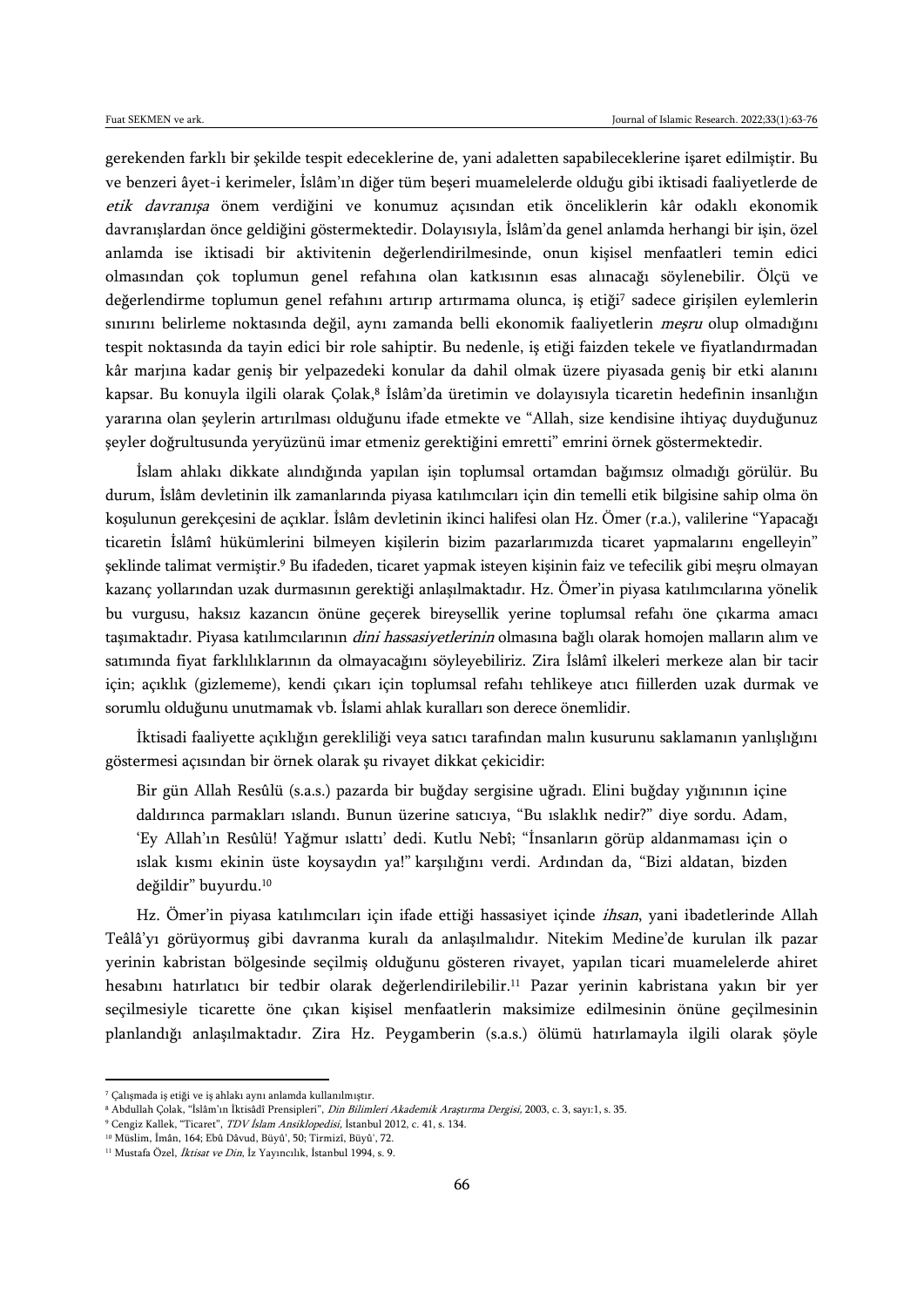gerekenden farklı bir şekilde tespit edeceklerine de, yani adaletten sapabileceklerine işaret edilmiştir. Bu ve benzeri âyet-i kerimeler, İslâm'ın diğer tüm beşeri muamelelerde olduğu gibi iktisadi faaliyetlerde de *etik davranışa* önem verdiğini ve konumuz açısından etik önceliklerin kâr odaklı ekonomik davranışlardan önce geldiğini göstermektedir. Dolayısıyla, İslâm'da genel anlamda herhangi bir işin, özel anlamda ise iktisadi bir aktivitenin değerlendirilmesinde, onun kişisel menfaatleri temin edici olmasından çok toplumun genel refahına olan katkısının esas alınacağı söylenebilir. Ölçü ve değerlendirme toplumun genel refahını artırıp artırmama olunca, iş etiği[7] sadece girişilen eylemlerin sınırını belirleme noktasında değil, aynı zamanda belli ekonomik faaliyetlerin *meşru* olup olmadığını tespit noktasında da tayin edici bir role sahiptir. Bu nedenle, iş etiği faizden tekele ve fiyatlandırmadan kâr marjına kadar geniş bir yelpazedeki konular da dahil olmak üzere piyasada geniş bir etki alanını kapsar. Bu konuyla ilgili olarak Çolak,[8] İslâm'da üretimin ve dolayısıyla ticaretin hedefinin insanlığın yararına olan şeylerin artırılması olduğunu ifade etmekte ve "Allah, size kendisine ihtiyaç duyduğunuz şeyler doğrultusunda yeryüzünü imar etmeniz gerektiğini emretti" emrini örnek göstermektedir.

İslam ahlakı dikkate alındığında yapılan işin toplumsal ortamdan bağımsız olmadığı görülür. Bu durum, İslâm devletinin ilk zamanlarında piyasa katılımcıları için din temelli etik bilgisine sahip olma ön koşulunun gerekçesini de açıklar. İslâm devletinin ikinci halifesi olan Hz. Ömer (r.a.), valilerine "Yapacağı ticaretin İslâmî hükümlerini bilmeyen kişilerin bizim pazarlarımızda ticaret yapmalarını engelleyin" şeklinde talimat vermiştir.[9] Bu ifadeden, ticaret yapmak isteyen kişinin faiz ve tefecilik gibi meşru olmayan kazanç yollarından uzak durmasının gerektiği anlaşılmaktadır. Hz. Ömer'in piyasa katılımcılarına yönelik bu vurgusu, haksız kazancın önüne geçerek bireysellik yerine toplumsal refahı öne çıkarma amacı taşımaktadır. Piyasa katılımcılarının *dini hassasiyetlerinin* olmasına bağlı olarak homojen malların alım ve satımında fiyat farklılıklarının da olmayacağını söyleyebiliriz. Zira İslâmî ilkeleri merkeze alan bir tacir için; açıklık (gizlememe), kendi çıkarı için toplumsal refahı tehlikeye atıcı fiillerden uzak durmak ve sorumlu olduğunu unutmamak vb. İslami ahlak kuralları son derece önemlidir.

İktisadi faaliyette açıklığın gerekliliği veya satıcı tarafından malın kusurunu saklamanın yanlışlığını göstermesi açısından bir örnek olarak şu rivayet dikkat çekicidir:

> Bir gün Allah Resûlü (s.a.s.) pazarda bir buğday sergisine uğradı. Elini buğday yığınının içine daldırınca parmakları ıslandı. Bunun üzerine satıcıya, "Bu ıslaklık nedir?" diye sordu. Adam, 'Ey Allah'ın Resûlü! Yağmur ıslattı' dedi. Kutlu Nebî; "İnsanların görüp aldanmaması için o ıslak kısmı ekinin üste koysaydın ya!" karşılığını verdi. Ardından da, "Bizi aldatan, bizden değildir" buyurdu.[10]

Hz. Ömer'in piyasa katılımcıları için ifade ettiği hassasiyet içinde *ihsan*, yani ibadetlerinde Allah Teâlâ'yı görüyormuş gibi davranma kuralı da anlaşılmalıdır. Nitekim Medine'de kurulan ilk pazar yerinin kabristan bölgesinde seçilmiş olduğunu gösteren rivayet, yapılan ticari muamelelerde ahiret hesabını hatırlatıcı bir tedbir olarak değerlendirilebilir.[11] Pazar yerinin kabristana yakın bir yer seçilmesiyle ticarette öne çıkan kişisel menfaatlerin maksimize edilmesinin önüne geçilmesinin planlandığı anlaşılmaktadır. Zira Hz. Peygamberin (s.a.s.) ölümü hatırlamayla ilgili olarak şöyle

---

[7] Çalışmada iş etiği ve iş ahlakı aynı anlamda kullanılmıştır.

[8] Abdullah Çolak, "İslâm'ın İktisâdî Prensipleri", *Din Bilimleri Akademik Araştırma Dergisi*, 2003, c. 3, sayı:1, s. 35.

[9] Cengiz Kallek, "Ticaret", *TDV İslam Ansiklopedisi*, İstanbul 2012, c. 41, s. 134.

[10] Müslim, Îmân, 164; Ebû Dâvud, Büyû', 50; Tirmizî, Büyû', 72.

[11] Mustafa Özel, *İktisat ve Din*, İz Yayıncılık, İstanbul 1994, s. 9.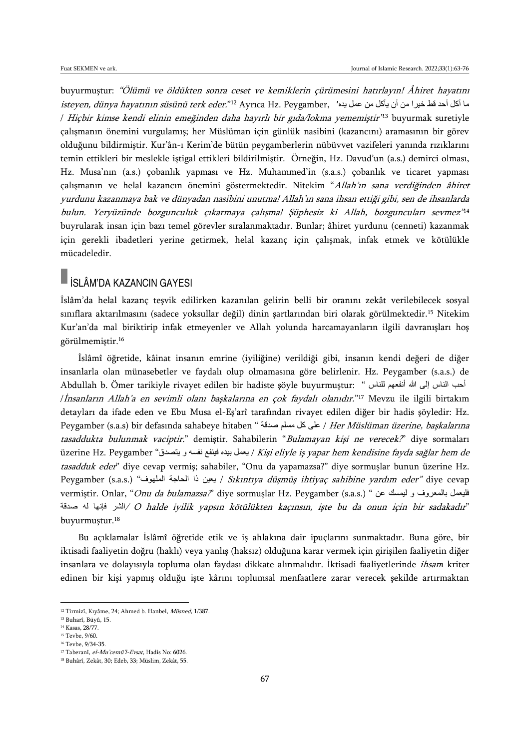buyurmuştur: *"Ölümü ve öldükten sonra ceset ve kemiklerin çürümesini hatırlayın! Âhiret hayatını isteyen, dünya hayatının süsünü terk eder."*[12] Ayrıca Hz. Peygamber, 'ما أكل أحد قط خيرا من أن يأكل من عمل يده / *Hiçbir kimse kendi elinin emeğinden daha hayırlı bir gıda/lokma yememiştir'*[13] buyurmak suretiyle çalışmanın önemini vurgulamış; her Müslüman için günlük nasibini (kazancını) aramasının bir görev olduğunu bildirmiştir. Kur'ân-ı Kerim'de bütün peygamberlerin nübüvvet vazifeleri yanında rızıklarını temin ettikleri bir meslekle iştigal ettikleri bildirilmiştir. Örneğin, Hz. Davud'un (a.s.) demirci olması, Hz. Musa'nın (a.s.) çobanlık yapması ve Hz. Muhammed'in (s.a.s.) çobanlık ve ticaret yapması çalışmanın ve helal kazancın önemini göstermektedir. Nitekim *"Allah'ın sana verdiğinden âhiret yurdunu kazanmaya bak ve dünyadan nasibini unutma! Allah'ın sana ihsan ettiği gibi, sen de ihsanlarda bulun. Yeryüzünde bozgunculuk çıkarmaya çalışma! Şüphesiz ki Allah, bozguncuları sevmez"*[14] buyrularak insan için bazı temel görevler sıralanmaktadır. Bunlar; âhiret yurdunu (cenneti) kazanmak için gerekli ibadetleri yerine getirmek, helal kazanç için çalışmak, infak etmek ve kötülükle mücadeledir.

## İSLÂM'DA KAZANCIN GAYESİ

İslâm'da helal kazanç teşvik edilirken kazanılan gelirin belli bir oranını zekât verilebilecek sosyal sınıflara aktarılmasını (sadece yoksullar değil) dinin şartlarından biri olarak görülmektedir.[15] Nitekim Kur'an'da mal biriktirip infak etmeyenler ve Allah yolunda harcamayanların ilgili davranışları hoş görülmemiştir.[16]

İslâmî öğretide, kâinat insanın emrine (iyiliğine) verildiği gibi, insanın kendi değeri de diğer insanlarla olan münasebetler ve faydalı olup olmamasına göre belirlenir. Hz. Peygamber (s.a.s.) de Abdullah b. Ömer tarikiyle rivayet edilen bir hadiste şöyle buyurmuştur: " أحب الناس إلى الله أنفعهم للناس /*İnsanların Allah'a en sevimli olanı başkalarına en çok faydalı olanıdır.*"[17] Mevzu ile ilgili birtakım detayları da ifade eden ve Ebu Musa el-Eş'arî tarafından rivayet edilen diğer bir hadis şöyledir: Hz. Peygamber (s.a.s) bir defasında sahabeye hitaben " على كل مسلم صدقة / *Her Müslüman üzerine, başkalarına tasaddukta bulunmak vaciptir.*" demiştir. Sahabilerin "*Bulamayan kişi ne verecek?*" diye sormaları üzerine Hz. Peygamber "يعمل بيده فينفع نفسه و يتصدق / *Kişi eliyle iş yapar hem kendisine fayda sağlar hem de tasadduk eder*" diye cevap vermiş; sahabiler, "Onu da yapamazsa?" diye sormuşlar bunun üzerine Hz. Peygamber (s.a.s.) "يعين ذا الحاجة الملهوف / *Sıkıntıya düşmüş ihtiyaç sahibine yardım eder"* diye cevap vermiştir. Onlar, "*Onu da bulamazsa?*" diye sormuşlar Hz. Peygamber (s.a.s.) " فليعمل بالمعروف و ليمسك عن الشر فإنها له صدقة/ *O halde iyilik yapsın kötülükten kaçınsın, işte bu da onun için bir sadakadır*" buyurmuştur.[18]

Bu açıklamalar İslâmî öğretide etik ve iş ahlakına dair ipuçlarını sunmaktadır. Buna göre, bir iktisadi faaliyetin doğru (haklı) veya yanlış (haksız) olduğuna karar vermek için girişilen faaliyetin diğer insanlara ve dolayısıyla topluma olan faydası dikkate alınmalıdır. İktisadi faaliyetlerinde *ihsan* kriter edinen bir kişi yapmış olduğu işte kârını toplumsal menfaatlere zarar verecek şekilde artırmaktan

---

[12] Tirmizî, Kıyâme, 24; Ahmed b. Hanbel, *Müsned*, 1/387.
[13] Buharî, Büyû, 15.
[14] Kasas, 28/77.
[15] Tevbe, 9/60.
[16] Tevbe, 9/34-35.
[17] Taberanî, *el-Mu'cemü'l-Evsat*, Hadis No: 6026.
[18] Buhârî, Zekât, 30; Edeb, 33; Müslim, Zekât, 55.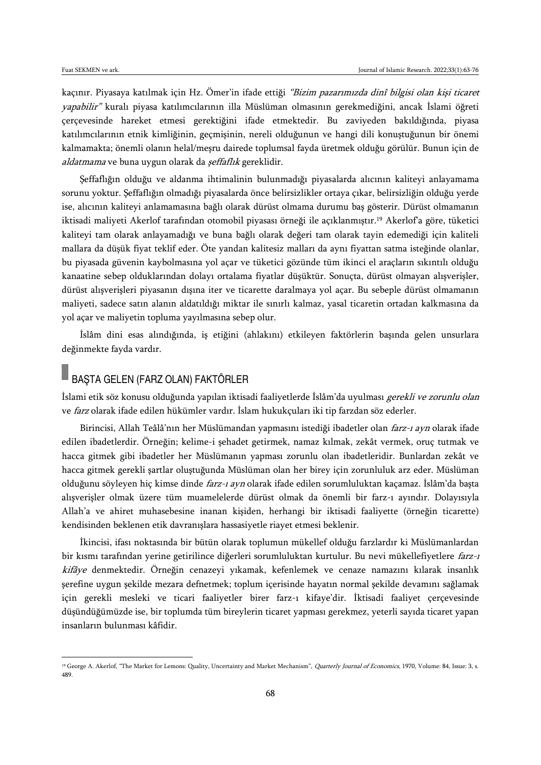kaçınır. Piyasaya katılmak için Hz. Ömer'in ifade ettiği *"Bizim pazarımızda dinî bilgisi olan kişi ticaret yapabilir"* kuralı piyasa katılımcılarının illa Müslüman olmasının gerekmediğini, ancak İslami öğreti çerçevesinde hareket etmesi gerektiğini ifade etmektedir. Bu zaviyeden bakıldığında, piyasa katılımcılarının etnik kimliğinin, geçmişinin, nereli olduğunun ve hangi dili konuştuğunun bir önemi kalmamakta; önemli olanın helal/meşru dairede toplumsal fayda üretmek olduğu görülür. Bunun için de *aldatmama* ve buna uygun olarak da *şeffaflık* gereklidir.

Şeffaflığın olduğu ve aldanma ihtimalinin bulunmadığı piyasalarda alıcının kaliteyi anlayamama sorunu yoktur. Şeffaflığın olmadığı piyasalarda önce belirsizlikler ortaya çıkar, belirsizliğin olduğu yerde ise, alıcının kaliteyi anlamamasına bağlı olarak dürüst olmama durumu baş gösterir. Dürüst olmamanın iktisadi maliyeti Akerlof tarafından otomobil piyasası örneği ile açıklanmıştır.[19] Akerlof'a göre, tüketici kaliteyi tam olarak anlayamadığı ve buna bağlı olarak değeri tam olarak tayin edemediği için kaliteli mallara da düşük fiyat teklif eder. Öte yandan kalitesiz malları da aynı fiyattan satma isteğinde olanlar, bu piyasada güvenin kaybolmasına yol açar ve tüketici gözünde tüm ikinci el araçların sıkıntılı olduğu kanaatine sebep olduklarından dolayı ortalama fiyatlar düşüktür. Sonuçta, dürüst olmayan alışverişler, dürüst alışverişleri piyasanın dışına iter ve ticarette daralmaya yol açar. Bu sebeple dürüst olmamanın maliyeti, sadece satın alanın aldatıldığı miktar ile sınırlı kalmaz, yasal ticaretin ortadan kalkmasına da yol açar ve maliyetin topluma yayılmasına sebep olur.

İslâm dini esas alındığında, iş etiğini (ahlakını) etkileyen faktörlerin başında gelen unsurlara değinmekte fayda vardır.

## BAŞTA GELEN (FARZ OLAN) FAKTÖRLER

İslami etik söz konusu olduğunda yapılan iktisadi faaliyetlerde İslâm'da uyulması *gerekli ve zorunlu olan* ve *farz* olarak ifade edilen hükümler vardır. İslam hukukçuları iki tip farzdan söz ederler.

Birincisi, Allah Teâlâ'nın her Müslümandan yapmasını istediği ibadetler olan *farz-ı ayn* olarak ifade edilen ibadetlerdir. Örneğin; kelime-i şehadet getirmek, namaz kılmak, zekât vermek, oruç tutmak ve hacca gitmek gibi ibadetler her Müslümanın yapması zorunlu olan ibadetleridir. Bunlardan zekât ve hacca gitmek gerekli şartlar oluştuğunda Müslüman olan her birey için zorunluluk arz eder. Müslüman olduğunu söyleyen hiç kimse dinde *farz-ı ayn* olarak ifade edilen sorumluluktan kaçamaz. İslâm'da başta alışverişler olmak üzere tüm muamelelerde dürüst olmak da önemli bir farz-ı ayındır. Dolayısıyla Allah'a ve ahiret muhasebesine inanan kişiden, herhangi bir iktisadi faaliyette (örneğin ticarette) kendisinden beklenen etik davranışlara hassasiyetle riayet etmesi beklenir.

İkincisi, ifası noktasında bir bütün olarak toplumun mükellef olduğu farzlardır ki Müslümanlardan bir kısmı tarafından yerine getirilince diğerleri sorumluluktan kurtulur. Bu nevi mükellefiyetlere *farz-ı kifâye* denmektedir. Örneğin cenazeyi yıkamak, kefenlemek ve cenaze namazını kılarak insanlık şerefine uygun şekilde mezara defnetmek; toplum içerisinde hayatın normal şekilde devamını sağlamak için gerekli mesleki ve ticari faaliyetler birer farz-ı kifaye'dir. İktisadi faaliyet çerçevesinde düşündüğümüzde ise, bir toplumda tüm bireylerin ticaret yapması gerekmez, yeterli sayıda ticaret yapan insanların bulunması kâfidir.

---

[19] George A. Akerlof, "The Market for Lemons: Quality, Uncertainty and Market Mechanism", *Quarterly Journal of Economics*, 1970, Volume: 84, Issue: 3, s. 489.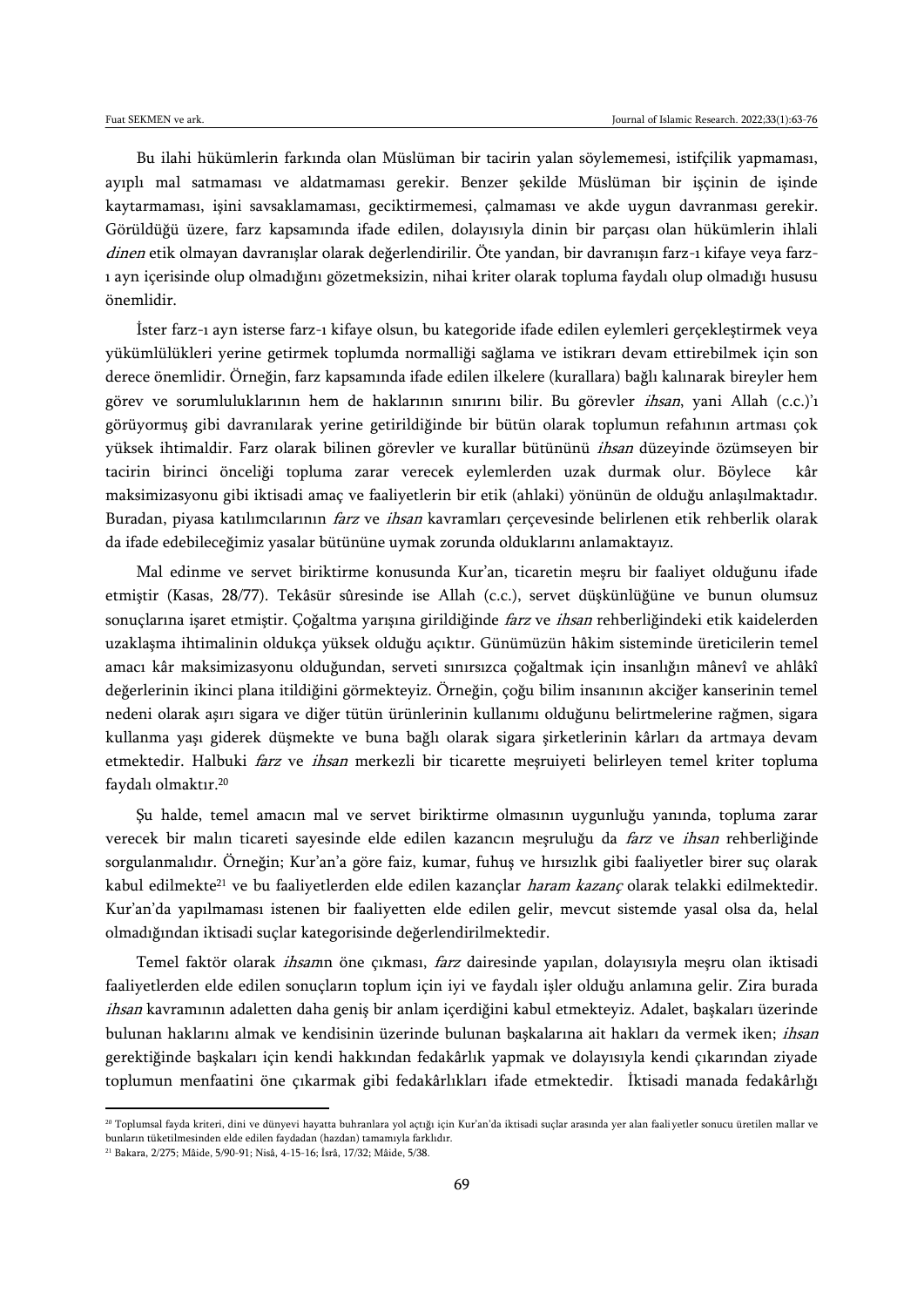Bu ilahi hükümlerin farkında olan Müslüman bir tacirin yalan söylememesi, istifçilik yapmaması, ayıplı mal satmaması ve aldatmaması gerekir. Benzer şekilde Müslüman bir işçinin de işinde kaytarmaması, işini savsaklamaması, geciktirmemesi, çalmaması ve akde uygun davranması gerekir. Görüldüğü üzere, farz kapsamında ifade edilen, dolayısıyla dinin bir parçası olan hükümlerin ihlali *dinen* etik olmayan davranışlar olarak değerlendirilir. Öte yandan, bir davranışın farz-ı kifaye veya farz-ı ayn içerisinde olup olmadığını gözetmeksizin, nihai kriter olarak topluma faydalı olup olmadığı hususu önemlidir.

İster farz-ı ayn isterse farz-ı kifaye olsun, bu kategoride ifade edilen eylemleri gerçekleştirmek veya yükümlülükleri yerine getirmek toplumda normalliği sağlama ve istikrarı devam ettirebilmek için son derece önemlidir. Örneğin, farz kapsamında ifade edilen ilkelere (kurallara) bağlı kalınarak bireyler hem görev ve sorumluluklarının hem de haklarının sınırını bilir. Bu görevler *ihsan*, yani Allah (c.c.)'ı görüyormuş gibi davranılarak yerine getirildiğinde bir bütün olarak toplumun refahının artması çok yüksek ihtimaldir. Farz olarak bilinen görevler ve kurallar bütününü *ihsan* düzeyinde özümseyen bir tacirin birinci önceliği topluma zarar verecek eylemlerden uzak durmak olur. Böylece kâr maksimizasyonu gibi iktisadi amaç ve faaliyetlerin bir etik (ahlaki) yönünün de olduğu anlaşılmaktadır. Buradan, piyasa katılımcılarının *farz* ve *ihsan* kavramları çerçevesinde belirlenen etik rehberlik olarak da ifade edebileceğimiz yasalar bütününe uymak zorunda olduklarını anlamaktayız.

Mal edinme ve servet biriktirme konusunda Kur'an, ticaretin meşru bir faaliyet olduğunu ifade etmiştir (Kasas, 28/77). Tekâsür sûresinde ise Allah (c.c.), servet düşkünlüğüne ve bunun olumsuz sonuçlarına işaret etmiştir. Çoğaltma yarışına girildiğinde *farz* ve *ihsan* rehberliğindeki etik kaidelerden uzaklaşma ihtimalinin oldukça yüksek olduğu açıktır. Günümüzün hâkim sisteminde üreticilerin temel amacı kâr maksimizasyonu olduğundan, serveti sınırsızca çoğaltmak için insanlığın mânevî ve ahlâkî değerlerinin ikinci plana itildiğini görmekteyiz. Örneğin, çoğu bilim insanının akciğer kanserinin temel nedeni olarak aşırı sigara ve diğer tütün ürünlerinin kullanımı olduğunu belirtmelerine rağmen, sigara kullanma yaşı giderek düşmekte ve buna bağlı olarak sigara şirketlerinin kârları da artmaya devam etmektedir. Halbuki *farz* ve *ihsan* merkezli bir ticarette meşruiyeti belirleyen temel kriter topluma faydalı olmaktır.[20]

Şu halde, temel amacın mal ve servet biriktirme olmasının uygunluğu yanında, topluma zarar verecek bir malın ticareti sayesinde elde edilen kazancın meşruluğu da *farz* ve *ihsan* rehberliğinde sorgulanmalıdır. Örneğin; Kur'an'a göre faiz, kumar, fuhuş ve hırsızlık gibi faaliyetler birer suç olarak kabul edilmekte[21] ve bu faaliyetlerden elde edilen kazançlar *haram kazanç* olarak telakki edilmektedir. Kur'an'da yapılmaması istenen bir faaliyetten elde edilen gelir, mevcut sistemde yasal olsa da, helal olmadığından iktisadi suçlar kategorisinde değerlendirilmektedir.

Temel faktör olarak *ihsan*ın öne çıkması, *farz* dairesinde yapılan, dolayısıyla meşru olan iktisadi faaliyetlerden elde edilen sonuçların toplum için iyi ve faydalı işler olduğu anlamına gelir. Zira burada *ihsan* kavramının adaletten daha geniş bir anlam içerdiğini kabul etmekteyiz. Adalet, başkaları üzerinde bulunan haklarını almak ve kendisinin üzerinde bulunan başkalarına ait hakları da vermek iken; *ihsan* gerektiğinde başkaları için kendi hakkından fedakârlık yapmak ve dolayısıyla kendi çıkarından ziyade toplumun menfaatini öne çıkarmak gibi fedakârlıkları ifade etmektedir. İktisadi manada fedakârlığı

---

[20] Toplumsal fayda kriteri, dini ve dünyevi hayatta buhranlara yol açtığı için Kur'an'da iktisadi suçlar arasında yer alan faaliyetler sonucu üretilen mallar ve bunların tüketilmesinden elde edilen faydadan (hazdan) tamamıyla farklıdır.

[21] Bakara, 2/275; Mâide, 5/90-91; Nisâ, 4-15-16; İsrâ, 17/32; Mâide, 5/38.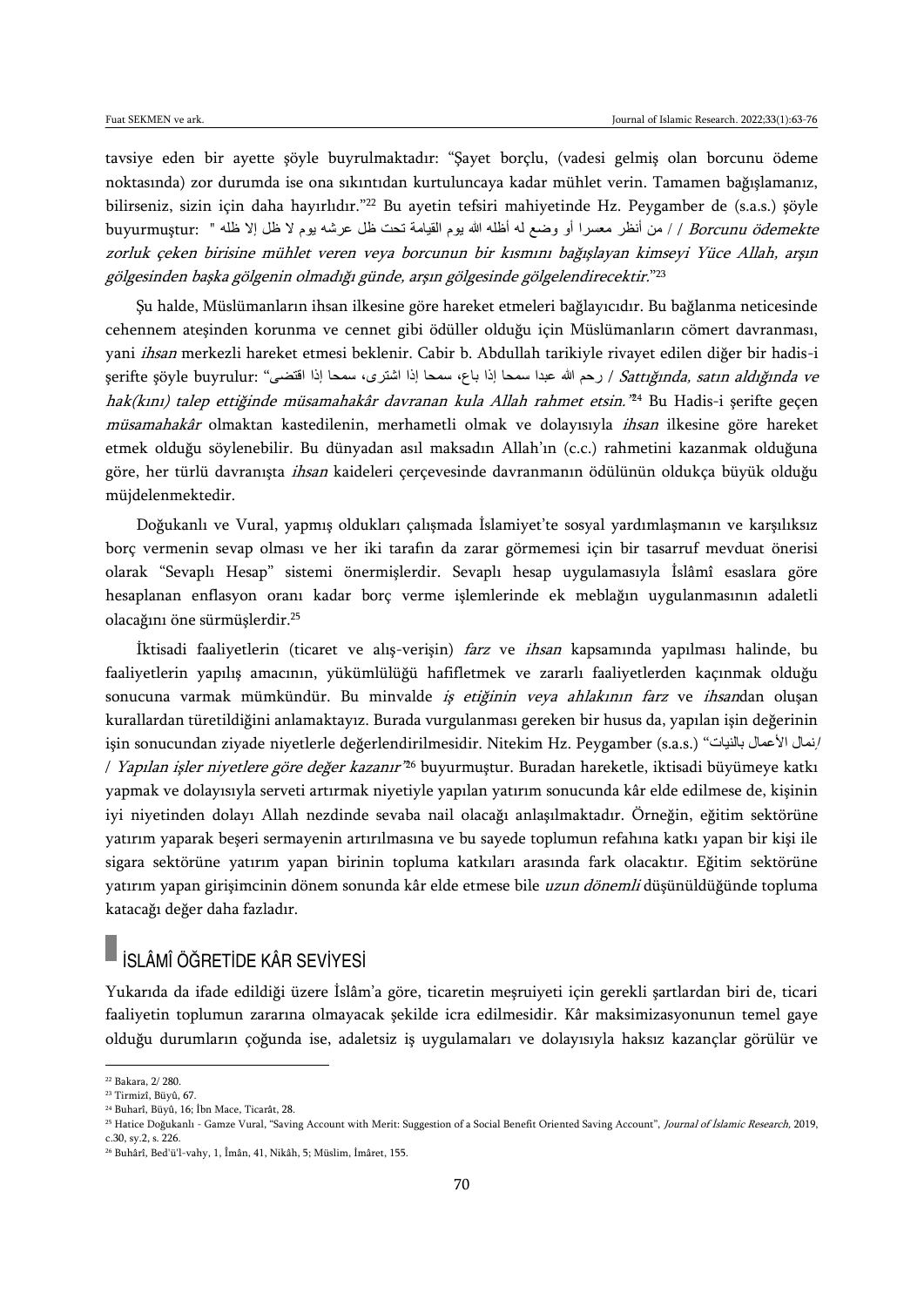tavsiye eden bir ayette şöyle buyrulmaktadır: "Şayet borçlu, (vadesi gelmiş olan borcunu ödeme noktasında) zor durumda ise ona sıkıntıdan kurtuluncaya kadar mühlet verin. Tamamen bağışlamanız, bilirseniz, sizin için daha hayırlıdır."[22] Bu ayetin tefsiri mahiyetinde Hz. Peygamber de (s.a.s.) şöyle buyurmuştur: " من أنظر معسرا أو وضع له أظله الله يوم القيامة تحت ظل عرشه يوم لا ظل إلا ظله / / *Borcunu ödemekte zorluk çeken birisine mühlet veren veya borcunun bir kısmını bağışlayan kimseyi Yüce Allah, arşın gölgesinden başka gölgenin olmadığı günde, arşın gölgesinde gölgelendirecektir.*"[23]

Şu halde, Müslümanların ihsan ilkesine göre hareket etmeleri bağlayıcıdır. Bu bağlanma neticesinde cehennem ateşinden korunma ve cennet gibi ödüller olduğu için Müslümanların cömert davranması, yani *ihsan* merkezli hareket etmesi beklenir. Cabir b. Abdullah tarikiyle rivayet edilen diğer bir hadis-i şerifte şöyle buyrulur: "رحم الله عبدا سمحا إذا باع، سمحا إذا اشترى، سمحا إذا اقتضى / *Sattığında, satın aldığında ve hak(kını) talep ettiğinde müsamahakâr davranan kula Allah rahmet etsin.*"[24] Bu Hadis-i şerifte geçen *müsamahakâr* olmaktan kastedilenin, merhametli olmak ve dolayısıyla *ihsan* ilkesine göre hareket etmek olduğu söylenebilir. Bu dünyadan asıl maksadın Allah'ın (c.c.) rahmetini kazanmak olduğuna göre, her türlü davranışta *ihsan* kaideleri çerçevesinde davranmanın ödülünün oldukça büyük olduğu müjdelenmektedir.

Doğukanlı ve Vural, yapmış oldukları çalışmada İslamiyet'te sosyal yardımlaşmanın ve karşılıksız borç vermenin sevap olması ve her iki tarafın da zarar görmemesi için bir tasarruf mevduat önerisi olarak "Sevaplı Hesap" sistemi önermişlerdir. Sevaplı hesap uygulamasıyla İslâmî esaslara göre hesaplanan enflasyon oranı kadar borç verme işlemlerinde ek meblağın uygulanmasının adaletli olacağını öne sürmüşlerdir.[25]

İktisadi faaliyetlerin (ticaret ve alış-verişin) *farz* ve *ihsan* kapsamında yapılması halinde, bu faaliyetlerin yapılış amacının, yükümlülüğü hafifletmek ve zararlı faaliyetlerden kaçınmak olduğu sonucuna varmak mümkündür. Bu minvalde *iş etiğinin veya ahlakının farz* ve *ihsan*dan oluşan kurallardan türetildiğini anlamaktayız. Burada vurgulanması gereken bir husus da, yapılan işin değerinin işin sonucundan ziyade niyetlerle değerlendirilmesidir. Nitekim Hz. Peygamber (s.a.s.) "إنما الأعمال بالنيات / *Yapılan işler niyetlere göre değer kazanır*"[26] buyurmuştur. Buradan hareketle, iktisadi büyümeye katkı yapmak ve dolayısıyla serveti artırmak niyetiyle yapılan yatırım sonucunda kâr elde edilmese de, kişinin iyi niyetinden dolayı Allah nezdinde sevaba nail olacağı anlaşılmaktadır. Örneğin, eğitim sektörüne yatırım yaparak beşeri sermayenin artırılmasına ve bu sayede toplumun refahına katkı yapan bir kişi ile sigara sektörüne yatırım yapan birinin topluma katkıları arasında fark olacaktır. Eğitim sektörüne yatırım yapan girişimcinin dönem sonunda kâr elde etmese bile *uzun dönemli* düşünüldüğünde topluma katacağı değer daha fazladır.

## İSLÂMÎ ÖĞRETİDE KÂR SEVİYESİ

Yukarıda da ifade edildiği üzere İslâm'a göre, ticaretin meşruiyeti için gerekli şartlardan biri de, ticari faaliyetin toplumun zararına olmayacak şekilde icra edilmesidir. Kâr maksimizasyonunun temel gaye olduğu durumların çoğunda ise, adaletsiz iş uygulamaları ve dolayısıyla haksız kazançlar görülür ve

---

[22] Bakara, 2/ 280.

[23] Tirmizî, Büyû, 67.

[24] Buharî, Büyû, 16; İbn Mace, Ticarât, 28.

[25] Hatice Doğukanlı - Gamze Vural, "Saving Account with Merit: Suggestion of a Social Benefit Oriented Saving Account", *Journal of İslamic Research*, 2019, c.30, sy.2, s. 226.

[26] Buhârî, Bed'ü'l-vahy, 1, Îmân, 41, Nikâh, 5; Müslim, İmâret, 155.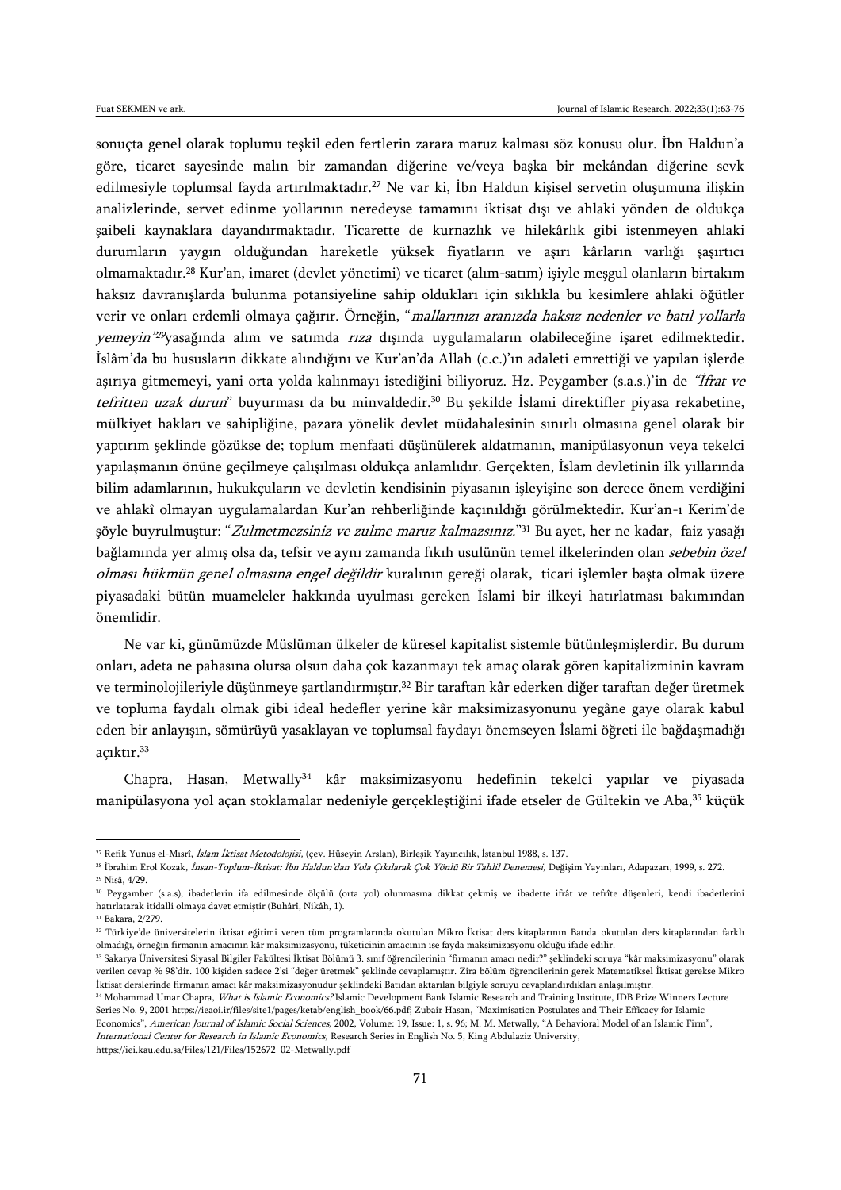sonuçta genel olarak toplumu teşkil eden fertlerin zarara maruz kalması söz konusu olur. İbn Haldun'a göre, ticaret sayesinde malın bir zamandan diğerine ve/veya başka bir mekândan diğerine sevk edilmesiyle toplumsal fayda artırılmaktadır.[27] Ne var ki, İbn Haldun kişisel servetin oluşumuna ilişkin analizlerinde, servet edinme yollarının neredeyse tamamını iktisat dışı ve ahlaki yönden de oldukça şaibeli kaynaklara dayandırmaktadır. Ticarette de kurnazlık ve hilekârlık gibi istenmeyen ahlaki durumların yaygın olduğundan hareketle yüksek fiyatların ve aşırı kârların varlığı şaşırtıcı olmamaktadır.[28] Kur'an, imaret (devlet yönetimi) ve ticaret (alım-satım) işiyle meşgul olanların birtakım haksız davranışlarda bulunma potansiyeline sahip oldukları için sıklıkla bu kesimlere ahlaki öğütler verir ve onları erdemli olmaya çağırır. Örneğin, "*mallarınızı aranızda haksız nedenler ve batıl yollarla yemeyin*"[29]yasağında alım ve satımda *rıza* dışında uygulamaların olabileceğine işaret edilmektedir. İslâm'da bu hususların dikkate alındığını ve Kur'an'da Allah (c.c.)'ın adaleti emrettiği ve yapılan işlerde aşırıya gitmemeyi, yani orta yolda kalınmayı istediğini biliyoruz. Hz. Peygamber (s.a.s.)'in de *"İfrat ve tefritten uzak durun"* buyurması da bu minvaldedir.[30] Bu şekilde İslami direktifler piyasa rekabetine, mülkiyet hakları ve sahipliğine, pazara yönelik devlet müdahalesinin sınırlı olmasına genel olarak bir yaptırım şeklinde gözükse de; toplum menfaati düşünülerek aldatmanın, manipülasyonun veya tekelci yapılaşmanın önüne geçilmeye çalışılması oldukça anlamlıdır. Gerçekten, İslam devletinin ilk yıllarında bilim adamlarının, hukukçuların ve devletin kendisinin piyasanın işleyişine son derece önem verdiğini ve ahlakî olmayan uygulamalardan Kur'an rehberliğinde kaçınıldığı görülmektedir. Kur'an-ı Kerim'de şöyle buyrulmuştur: "*Zulmetmezsiniz ve zulme maruz kalmazsınız.*"[31] Bu ayet, her ne kadar, faiz yasağı bağlamında yer almış olsa da, tefsir ve aynı zamanda fıkıh usulünün temel ilkelerinden olan *sebebin özel olması hükmün genel olmasına engel değildir* kuralının gereği olarak, ticari işlemler başta olmak üzere piyasadaki bütün muameleler hakkında uyulması gereken İslami bir ilkeyi hatırlatması bakımından önemlidir.

Ne var ki, günümüzde Müslüman ülkeler de küresel kapitalist sistemle bütünleşmişlerdir. Bu durum onları, adeta ne pahasına olursa olsun daha çok kazanmayı tek amaç olarak gören kapitalizminin kavram ve terminolojileriyle düşünmeye şartlandırmıştır.[32] Bir taraftan kâr ederken diğer taraftan değer üretmek ve topluma faydalı olmak gibi ideal hedefler yerine kâr maksimizasyonunu yegâne gaye olarak kabul eden bir anlayışın, sömürüyü yasaklayan ve toplumsal faydayı önemseyen İslami öğreti ile bağdaşmadığı açıktır.[33]

Chapra, Hasan, Metwally[34] kâr maksimizasyonu hedefinin tekelci yapılar ve piyasada manipülasyona yol açan stoklamalar nedeniyle gerçekleştiğini ifade etseler de Gültekin ve Aba,[35] küçük

---

[27] Refik Yunus el-Mısrî, *İslam İktisat Metodolojisi*, (çev. Hüseyin Arslan), Birleşik Yayıncılık, İstanbul 1988, s. 137.

[28] İbrahim Erol Kozak, *İnsan-Toplum-İktisat: İbn Haldun'dan Yola Çıkılarak Çok Yönlü Bir Tahlil Denemesi*, Değişim Yayınları, Adapazarı, 1999, s. 272.

[29] Nisâ, 4/29.

[30] Peygamber (s.a.s), ibadetlerin ifa edilmesinde ölçülü (orta yol) olunmasına dikkat çekmiş ve ibadette ifrât ve tefrîte düşenleri, kendi ibadetlerini hatırlatarak itidalli olmaya davet etmiştir (Buhârî, Nikâh, 1).

[31] Bakara, 2/279.

[32] Türkiye'de üniversitelerin iktisat eğitimi veren tüm programlarında okutulan Mikro İktisat ders kitaplarının Batıda okutulan ders kitaplarından farklı olmadığı, örneğin firmanın amacının kâr maksimizasyonu, tüketicinin amacının ise fayda maksimizasyonu olduğu ifade edilir.

[33] Sakarya Üniversitesi Siyasal Bilgiler Fakültesi İktisat Bölümü 3. sınıf öğrencilerinin "firmanın amacı nedir?" şeklindeki soruya "kâr maksimizasyonu" olarak verilen cevap % 98'dir. 100 kişiden sadece 2'si "değer üretmek" şeklinde cevaplamıştır. Zira bölüm öğrencilerinin gerek Matematiksel İktisat gerekse Mikro İktisat derslerinde firmanın amacı kâr maksimizasyonudur şeklindeki Batıdan aktarılan bilgiyle soruyu cevaplandırdıkları anlaşılmıştır.

[34] Mohammad Umar Chapra, *What is Islamic Economics?* Islamic Development Bank Islamic Research and Training Institute, IDB Prize Winners Lecture Series No. 9, 2001 https://ieaoi.ir/files/site1/pages/ketab/english_book/66.pdf; Zubair Hasan, "Maximisation Postulates and Their Efficacy for Islamic Economics", *American Journal of Islamic Social Sciences*, 2002, Volume: 19, Issue: 1, s. 96; M. M. Metwally, "A Behavioral Model of an Islamic Firm", *International Center for Research in Islamic Economics*, Research Series in English No. 5, King Abdulaziz University, https://iei.kau.edu.sa/Files/121/Files/152672_02-Metwally.pdf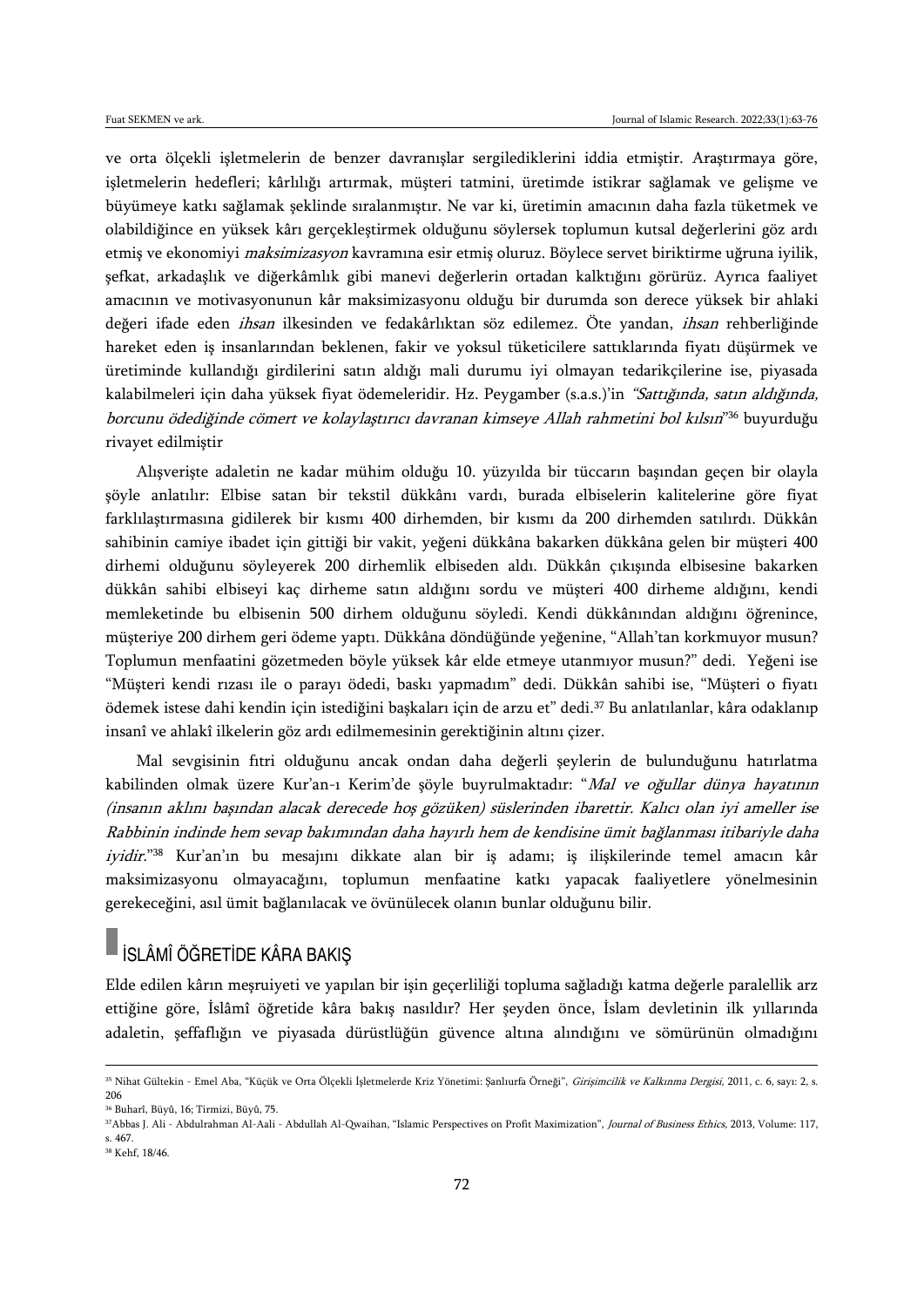ve orta ölçekli işletmelerin de benzer davranışlar sergilediklerini iddia etmiştir. Araştırmaya göre, işletmelerin hedefleri; kârlılığı artırmak, müşteri tatmini, üretimde istikrar sağlamak ve gelişme ve büyümeye katkı sağlamak şeklinde sıralanmıştır. Ne var ki, üretimin amacının daha fazla tüketmek ve olabildiğince en yüksek kârı gerçekleştirmek olduğunu söylersek toplumun kutsal değerlerini göz ardı etmiş ve ekonomiyi *maksimizasyon* kavramına esir etmiş oluruz. Böylece servet biriktirme uğruna iyilik, şefkat, arkadaşlık ve diğerkâmlık gibi manevi değerlerin ortadan kalktığını görürüz. Ayrıca faaliyet amacının ve motivasyonunun kâr maksimizasyonu olduğu bir durumda son derece yüksek bir ahlaki değeri ifade eden *ihsan* ilkesinden ve fedakârlıktan söz edilemez. Öte yandan, *ihsan* rehberliğinde hareket eden iş insanlarından beklenen, fakir ve yoksul tüketicilere sattıklarında fiyatı düşürmek ve üretiminde kullandığı girdilerini satın aldığı mali durumu iyi olmayan tedarikçilerine ise, piyasada kalabilmeleri için daha yüksek fiyat ödemeleridir. Hz. Peygamber (s.a.s.)'in *"Sattığında, satın aldığında, borcunu ödediğinde cömert ve kolaylaştırıcı davranan kimseye Allah rahmetini bol kılsın"*[36] buyurduğu rivayet edilmiştir

Alışverişte adaletin ne kadar mühim olduğu 10. yüzyılda bir tüccarın başından geçen bir olayla şöyle anlatılır: Elbise satan bir tekstil dükkânı vardı, burada elbiselerin kalitelerine göre fiyat farklılaştırmasına gidilerek bir kısmı 400 dirhemden, bir kısmı da 200 dirhemden satılırdı. Dükkân sahibinin camiye ibadet için gittiği bir vakit, yeğeni dükkâna bakarken dükkâna gelen bir müşteri 400 dirhemi olduğunu söyleyerek 200 dirhemlik elbiseden aldı. Dükkân çıkışında elbisesine bakarken dükkân sahibi elbiseyi kaç dirheme satın aldığını sordu ve müşteri 400 dirheme aldığını, kendi memleketinde bu elbisenin 500 dirhem olduğunu söyledi. Kendi dükkânından aldığını öğrenince, müşteriye 200 dirhem geri ödeme yaptı. Dükkâna döndüğünde yeğenine, "Allah'tan korkmuyor musun? Toplumun menfaatini gözetmeden böyle yüksek kâr elde etmeye utanmıyor musun?" dedi. Yeğeni ise "Müşteri kendi rızası ile o parayı ödedi, baskı yapmadım" dedi. Dükkân sahibi ise, "Müşteri o fiyatı ödemek istese dahi kendin için istediğini başkaları için de arzu et" dedi.[37] Bu anlatılanlar, kâra odaklanıp insanî ve ahlakî ilkelerin göz ardı edilmemesinin gerektiğinin altını çizer.

Mal sevgisinin fıtri olduğunu ancak ondan daha değerli şeylerin de bulunduğunu hatırlatma kabilinden olmak üzere Kur'an-ı Kerim'de şöyle buyrulmaktadır: "*Mal ve oğullar dünya hayatının (insanın aklını başından alacak derecede hoş gözüken) süslerinden ibarettir. Kalıcı olan iyi ameller ise Rabbinin indinde hem sevap bakımından daha hayırlı hem de kendisine ümit bağlanması itibariyle daha iyidir.*"[38] Kur'an'ın bu mesajını dikkate alan bir iş adamı; iş ilişkilerinde temel amacın kâr maksimizasyonu olmayacağını, toplumun menfaatine katkı yapacak faaliyetlere yönelmesinin gerekeceğini, asıl ümit bağlanılacak ve övünülecek olanın bunlar olduğunu bilir.

## İSLÂMÎ ÖĞRETİDE KÂRA BAKIŞ

Elde edilen kârın meşruiyeti ve yapılan bir işin geçerliliği topluma sağladığı katma değerle paralellik arz ettiğine göre, İslâmî öğretide kâra bakış nasıldır? Her şeyden önce, İslam devletinin ilk yıllarında adaletin, şeffaflığın ve piyasada dürüstlüğün güvence altına alındığını ve sömürünün olmadığını

---

[35] Nihat Gültekin - Emel Aba, "Küçük ve Orta Ölçekli İşletmelerde Kriz Yönetimi: Şanlıurfa Örneği", *Girişimcilik ve Kalkınma Dergisi*, 2011, c. 6, sayı: 2, s. 206

[36] Buharî, Büyû, 16; Tirmizi, Büyû, 75.

[37] Abbas J. Ali - Abdulrahman Al-Aali - Abdullah Al-Qwaihan, "Islamic Perspectives on Profit Maximization", *Journal of Business Ethics*, 2013, Volume: 117, s. 467.

[38] Kehf, 18/46.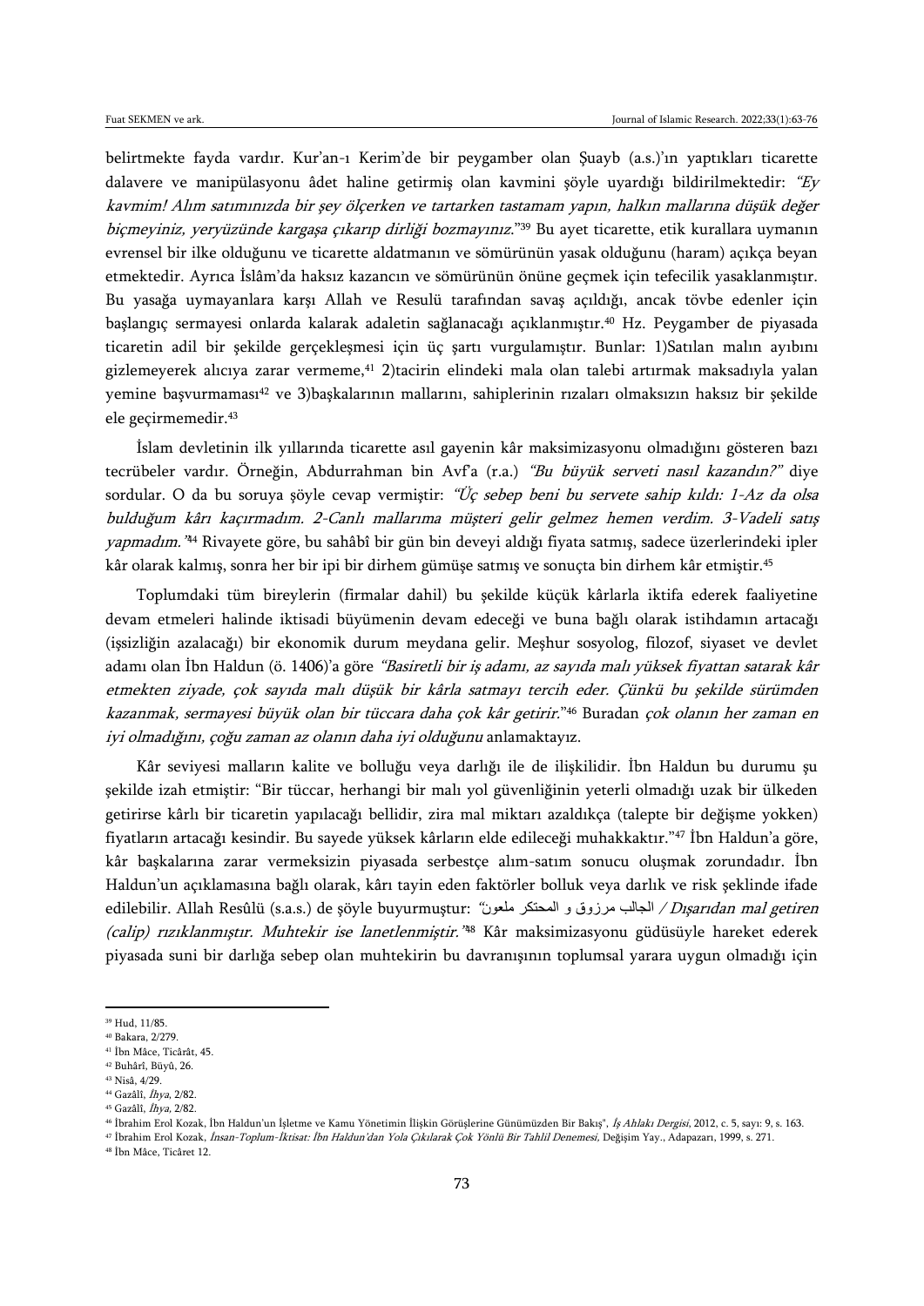belirtmekte fayda vardır. Kur'an-ı Kerim'de bir peygamber olan Şuayb (a.s.)'ın yaptıkları ticarette dalavere ve manipülasyonu âdet haline getirmiş olan kavmini şöyle uyardığı bildirilmektedir: *"Ey kavmim! Alım satımınızda bir şey ölçerken ve tartarken tastamam yapın, halkın mallarına düşük değer biçmeyiniz, yeryüzünde kargaşa çıkarıp dirliği bozmayınız."*[39] Bu ayet ticarette, etik kurallara uymanın evrensel bir ilke olduğunu ve ticarette aldatmanın ve sömürünün yasak olduğunu (haram) açıkça beyan etmektedir. Ayrıca İslâm'da haksız kazancın ve sömürünün önüne geçmek için tefecilik yasaklanmıştır. Bu yasağa uymayanlara karşı Allah ve Resulü tarafından savaş açıldığı, ancak tövbe edenler için başlangıç sermayesi onlarda kalarak adaletin sağlanacağı açıklanmıştır.[40] Hz. Peygamber de piyasada ticaretin adil bir şekilde gerçekleşmesi için üç şartı vurgulamıştır. Bunlar: 1)Satılan malın ayıbını gizlemeyerek alıcıya zarar vermeme,[41] 2)tacirin elindeki mala olan talebi artırmak maksadıyla yalan yemine başvurmaması[42] ve 3)başkalarının mallarını, sahiplerinin rızaları olmaksızın haksız bir şekilde ele geçirmemedir.[43]

İslam devletinin ilk yıllarında ticarette asıl gayenin kâr maksimizasyonu olmadığını gösteren bazı tecrübeler vardır. Örneğin, Abdurrahman bin Avf'a (r.a.) *"Bu büyük serveti nasıl kazandın?"* diye sordular. O da bu soruya şöyle cevap vermiştir: *"Üç sebep beni bu servete sahip kıldı: 1-Az da olsa bulduğum kârı kaçırmadım. 2-Canlı mallarıma müşteri gelir gelmez hemen verdim. 3-Vadeli satış yapmadım."*[44] Rivayete göre, bu sahâbî bir gün bin deveyi aldığı fiyata satmış, sadece üzerlerindeki ipler kâr olarak kalmış, sonra her bir ipi bir dirhem gümüşe satmış ve sonuçta bin dirhem kâr etmiştir.[45]

Toplumdaki tüm bireylerin (firmalar dahil) bu şekilde küçük kârlarla iktifa ederek faaliyetine devam etmeleri halinde iktisadi büyümenin devam edeceği ve buna bağlı olarak istihdamın artacağı (işsizliğin azalacağı) bir ekonomik durum meydana gelir. Meşhur sosyolog, filozof, siyaset ve devlet adamı olan İbn Haldun (ö. 1406)'a göre *"Basiretli bir iş adamı, az sayıda malı yüksek fiyattan satarak kâr etmekten ziyade, çok sayıda malı düşük bir kârla satmayı tercih eder. Çünkü bu şekilde sürümden kazanmak, sermayesi büyük olan bir tüccara daha çok kâr getirir."*[46] Buradan *çok olanın her zaman en iyi olmadığını, çoğu zaman az olanın daha iyi olduğunu* anlamaktayız.

Kâr seviyesi malların kalite ve bolluğu veya darlığı ile de ilişkilidir. İbn Haldun bu durumu şu şekilde izah etmiştir: "Bir tüccar, herhangi bir malı yol güvenliğinin yeterli olmadığı uzak bir ülkeden getirirse kârlı bir ticaretin yapılacağı bellidir, zira mal miktarı azaldıkça (talepte bir değişme yokken) fiyatların artacağı kesindir. Bu sayede yüksek kârların elde edileceği muhakkaktır."[47] İbn Haldun'a göre, kâr başkalarına zarar vermeksizin piyasada serbestçe alım-satım sonucu oluşmak zorundadır. İbn Haldun'un açıklamasına bağlı olarak, kârı tayin eden faktörler bolluk veya darlık ve risk şeklinde ifade edilebilir. Allah Resûlü (s.a.s.) de şöyle buyurmuştur: *"الجالب مرزوق و المحتكر ملعون / Dışarıdan mal getiren (calip) rızıklanmıştır. Muhtekir ise lanetlenmiştir."*[48] Kâr maksimizasyonu güdüsüyle hareket ederek piyasada suni bir darlığa sebep olan muhtekirin bu davranışının toplumsal yarara uygun olmadığı için

---

[39] Hud, 11/85.
[40] Bakara, 2/279.
[41] İbn Mâce, Ticârât, 45.
[42] Buhârî, Büyû, 26.
[43] Nisâ, 4/29.
[44] Gazâlî, *İhya*, 2/82.
[45] Gazâlî, *İhya*, 2/82.
[46] İbrahim Erol Kozak, İbn Haldun'un İşletme ve Kamu Yönetimin İlişkin Görüşlerine Günümüzden Bir Bakış", *İş Ahlakı Dergisi*, 2012, c. 5, sayı: 9, s. 163.
[47] İbrahim Erol Kozak, *İnsan-Toplum-İktisat: İbn Haldun'dan Yola Çıkılarak Çok Yönlü Bir Tahlil Denemesi*, Değişim Yay., Adapazarı, 1999, s. 271.
[48] İbn Mâce, Ticâret 12.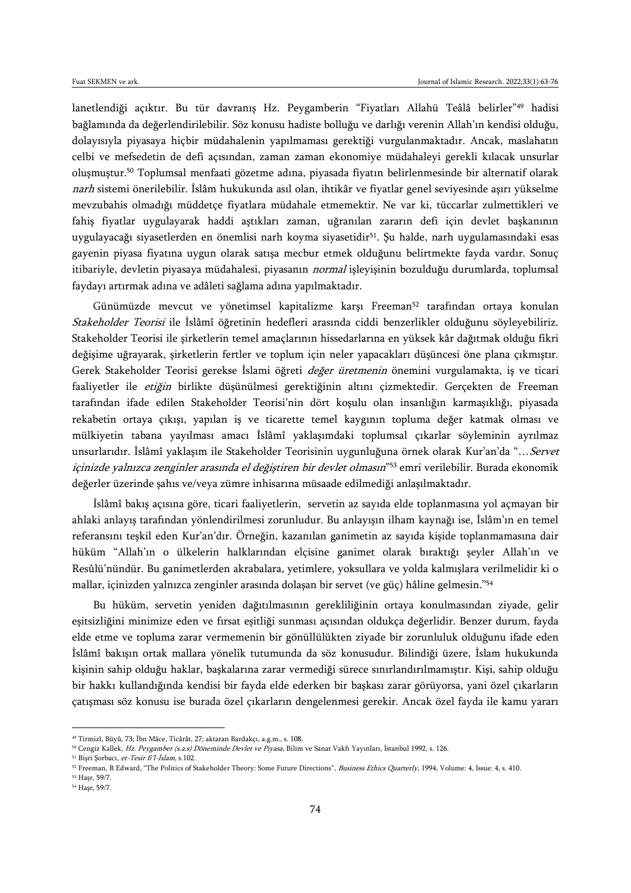lanetlendiği açıktır. Bu tür davranış Hz. Peygamberin "Fiyatları Allahü Teâlâ belirler"[49] hadisi bağlamında da değerlendirilebilir. Söz konusu hadiste bolluğu ve darlığı verenin Allah'ın kendisi olduğu, dolayısıyla piyasaya hiçbir müdahalenin yapılmaması gerektiği vurgulanmaktadır. Ancak, maslahatın celbi ve mefsedetin de defi açısından, zaman zaman ekonomiye müdahaleyi gerekli kılacak unsurlar oluşmuştur.[50] Toplumsal menfaati gözetme adına, piyasada fiyatın belirlenmesinde bir alternatif olarak *narh* sistemi önerilebilir. İslâm hukukunda asıl olan, ihtikâr ve fiyatlar genel seviyesinde aşırı yükselme mevzubahis olmadığı müddetçe fiyatlara müdahale etmemektir. Ne var ki, tüccarlar zulmettikleri ve fahiş fiyatlar uygulayarak haddi aştıkları zaman, uğranılan zararın defi için devlet başkanının uygulayacağı siyasetlerden en önemlisi narh koyma siyasetidir[51]. Şu halde, narh uygulamasındaki esas gayenin piyasa fiyatına uygun olarak satışa mecbur etmek olduğunu belirtmekte fayda vardır. Sonuç itibariyle, devletin piyasaya müdahalesi, piyasanın *normal* işleyişinin bozulduğu durumlarda, toplumsal faydayı artırmak adına ve adâleti sağlama adına yapılmaktadır.

Günümüzde mevcut ve yönetimsel kapitalizme karşı Freeman[52] tarafından ortaya konulan *Stakeholder Teorisi* ile İslâmî öğretinin hedefleri arasında ciddi benzerlikler olduğunu söyleyebiliriz. Stakeholder Teorisi ile şirketlerin temel amaçlarının hissedarlarına en yüksek kâr dağıtmak olduğu fikri değişime uğrayarak, şirketlerin fertler ve toplum için neler yapacakları düşüncesi öne plana çıkmıştır. Gerek Stakeholder Teorisi gerekse İslami öğreti *değer üretmenin* önemini vurgulamakta, iş ve ticari faaliyetler ile *etiğin* birlikte düşünülmesi gerektiğinin altını çizmektedir. Gerçekten de Freeman tarafından ifade edilen Stakeholder Teorisi'nin dört koşulu olan insanlığın karmaşıklığı, piyasada rekabetin ortaya çıkışı, yapılan iş ve ticarette temel kaygının topluma değer katmak olması ve mülkiyetin tabana yayılması amacı İslâmî yaklaşımdaki toplumsal çıkarlar söyleminin ayrılmaz unsurlarıdır. İslâmî yaklaşım ile Stakeholder Teorisinin uygunluğuna örnek olarak Kur'an'da "…*Servet içinizde yalnızca zenginler arasında el değiştiren bir devlet olmasın*"[53] emri verilebilir. Burada ekonomik değerler üzerinde şahıs ve/veya zümre inhisarına müsaade edilmediği anlaşılmaktadır.

İslâmî bakış açısına göre, ticari faaliyetlerin, servetin az sayıda elde toplanmasına yol açmayan bir ahlaki anlayış tarafından yönlendirilmesi zorunludur. Bu anlayışın ilham kaynağı ise, İslâm'ın en temel referansını teşkil eden Kur'an'dır. Örneğin, kazanılan ganimetin az sayıda kişide toplanmamasına dair hüküm "Allah'ın o ülkelerin halklarından elçisine ganimet olarak bıraktığı şeyler Allah'ın ve Resûlü'nündür. Bu ganimetlerden akrabalara, yetimlere, yoksullara ve yolda kalmışlara verilmelidir ki o mallar, içinizden yalnızca zenginler arasında dolaşan bir servet (ve güç) hâline gelmesin."[54]

Bu hüküm, servetin yeniden dağıtılmasının gerekliliğinin ortaya konulmasından ziyade, gelir eşitsizliğini minimize eden ve fırsat eşitliği sunması açısından oldukça değerlidir. Benzer durum, fayda elde etme ve topluma zarar vermemenin bir gönüllülükten ziyade bir zorunluluk olduğunu ifade eden İslâmî bakışın ortak mallara yönelik tutumunda da söz konusudur. Bilindiği üzere, İslam hukukunda kişinin sahip olduğu haklar, başkalarına zarar vermediği sürece sınırlandırılmamıştır. Kişi, sahip olduğu bir hakkı kullandığında kendisi bir fayda elde ederken bir başkası zarar görüyorsa, yani özel çıkarların çatışması söz konusu ise burada özel çıkarların dengelenmesi gerekir. Ancak özel fayda ile kamu yararı

---

[49] Tirmizî, Büyû, 73; İbn Mâce, Ticârât, 27; aktaran Bardakçı, a.g.m., s. 108.

[50] Cengiz Kallek, *Hz. Peygamber (s.a.s) Döneminde Devlet ve Piyasa*, Bilim ve Sanat Vakfı Yayınları, İstanbul 1992, s. 126.

[51] Bişri Şorbacı, *et-Tesir fi'l-İslam*, s.102.

[52] Freeman, R Edward, "The Politics of Stakeholder Theory: Some Future Directions", *Business Ethics Quarterly*, 1994, Volume: 4, Issue: 4, s. 410.

[53] Haşr, 59/7.

[54] Haşr, 59/7.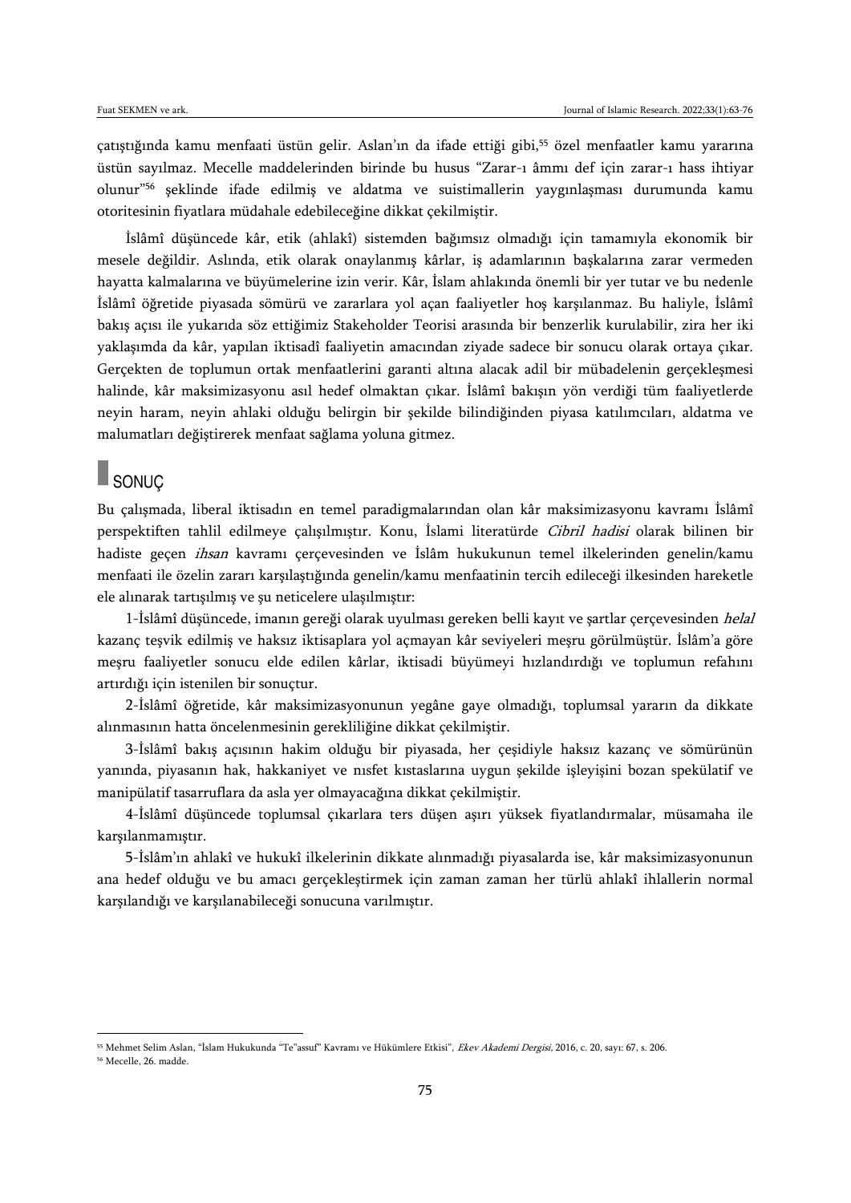çatıştığında kamu menfaati üstün gelir. Aslan'ın da ifade ettiği gibi,[55] özel menfaatler kamu yararına üstün sayılmaz. Mecelle maddelerinden birinde bu husus "Zarar-ı âmmı def için zarar-ı hass ihtiyar olunur"[56] şeklinde ifade edilmiş ve aldatma ve suistimallerin yaygınlaşması durumunda kamu otoritesinin fiyatlara müdahale edebileceğine dikkat çekilmiştir.

İslâmî düşüncede kâr, etik (ahlakî) sistemden bağımsız olmadığı için tamamıyla ekonomik bir mesele değildir. Aslında, etik olarak onaylanmış kârlar, iş adamlarının başkalarına zarar vermeden hayatta kalmalarına ve büyümelerine izin verir. Kâr, İslam ahlakında önemli bir yer tutar ve bu nedenle İslâmî öğretide piyasada sömürü ve zararlara yol açan faaliyetler hoş karşılanmaz. Bu haliyle, İslâmî bakış açısı ile yukarıda söz ettiğimiz Stakeholder Teorisi arasında bir benzerlik kurulabilir, zira her iki yaklaşımda da kâr, yapılan iktisadî faaliyetin amacından ziyade sadece bir sonucu olarak ortaya çıkar. Gerçekten de toplumun ortak menfaatlerini garanti altına alacak adil bir mübadelenin gerçekleşmesi halinde, kâr maksimizasyonu asıl hedef olmaktan çıkar. İslâmî bakışın yön verdiği tüm faaliyetlerde neyin haram, neyin ahlaki olduğu belirgin bir şekilde bilindiğinden piyasa katılımcıları, aldatma ve malumatları değiştirerek menfaat sağlama yoluna gitmez.

## SONUÇ

Bu çalışmada, liberal iktisadın en temel paradigmalarından olan kâr maksimizasyonu kavramı İslâmî perspektiften tahlil edilmeye çalışılmıştır. Konu, İslami literatürde *Cibril hadisi* olarak bilinen bir hadiste geçen *ihsan* kavramı çerçevesinden ve İslâm hukukunun temel ilkelerinden genelin/kamu menfaati ile özelin zararı karşılaştığında genelin/kamu menfaatinin tercih edileceği ilkesinden hareketle ele alınarak tartışılmış ve şu neticelere ulaşılmıştır:

1-İslâmî düşüncede, imanın gereği olarak uyulması gereken belli kayıt ve şartlar çerçevesinden *helal* kazanç teşvik edilmiş ve haksız iktisaplara yol açmayan kâr seviyeleri meşru görülmüştür. İslâm'a göre meşru faaliyetler sonucu elde edilen kârlar, iktisadi büyümeyi hızlandırdığı ve toplumun refahını artırdığı için istenilen bir sonuçtur.

2-İslâmî öğretide, kâr maksimizasyonunun yegâne gaye olmadığı, toplumsal yararın da dikkate alınmasının hatta öncelenmesinin gerekliliğine dikkat çekilmiştir.

3-İslâmî bakış açısının hakim olduğu bir piyasada, her çeşidiyle haksız kazanç ve sömürünün yanında, piyasanın hak, hakkaniyet ve nısfet kıstaslarına uygun şekilde işleyişini bozan spekülatif ve manipülatif tasarruflara da asla yer olmayacağına dikkat çekilmiştir.

4-İslâmî düşüncede toplumsal çıkarlara ters düşen aşırı yüksek fiyatlandırmalar, müsamaha ile karşılanmamıştır.

5-İslâm'ın ahlakî ve hukukî ilkelerinin dikkate alınmadığı piyasalarda ise, kâr maksimizasyonunun ana hedef olduğu ve bu amacı gerçekleştirmek için zaman zaman her türlü ahlakî ihlallerin normal karşılandığı ve karşılanabileceği sonucuna varılmıştır.

---

[55] Mehmet Selim Aslan, "İslam Hukukunda "Te"assuf" Kavramı ve Hükümlere Etkisi", *Ekev Akademi Dergisi*, 2016, c. 20, sayı: 67, s. 206.

[56] Mecelle, 26. madde.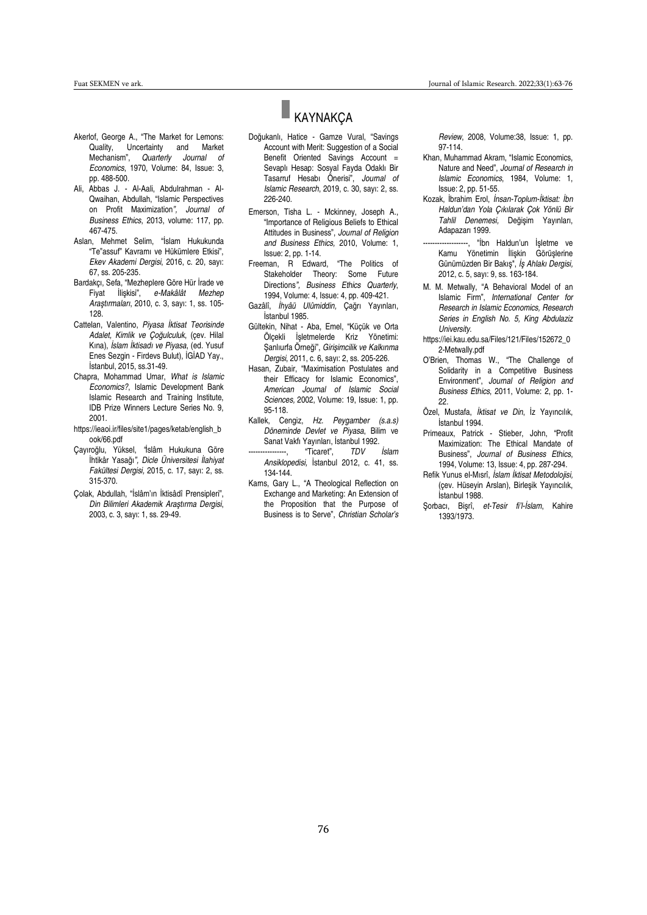# KAYNAKÇA

Akerlof, George A., "The Market for Lemons: Quality, Uncertainty and Market Mechanism", *Quarterly Journal of Economics*, 1970, Volume: 84, Issue: 3, pp. 488-500.

Ali, Abbas J. - Al-Aali, Abdulrahman - Al-Qwaihan, Abdullah, "Islamic Perspectives on Profit Maximization*", Journal of Business Ethics*, 2013, volume: 117, pp. 467-475.

Aslan, Mehmet Selim, "İslam Hukukunda "Te"assuf" Kavramı ve Hükümlere Etkisi", *Ekev Akademi Dergisi,* 2016, c. 20, sayı: 67, ss. 205-235.

Bardakçı, Sefa, "Mezheplere Göre Hür İrade ve Fiyat İlişkisi", *e-Makâlât Mezhep Araştırmaları*, 2010, c. 3, sayı: 1, ss. 105-128.

Cattelan, Valentino, *Piyasa İktisat Teorisinde Adalet, Kimlik ve Çoğulculuk*, (çev. Hilal Kına), *İslam İktisadı ve Piyasa*, (ed. Yusuf Enes Sezgin - Firdevs Bulut), İGİAD Yay., İstanbul, 2015, ss.31-49.

Chapra, Mohammad Umar, *What is Islamic Economics?*, Islamic Development Bank Islamic Research and Training Institute, IDB Prize Winners Lecture Series No. 9, 2001.

https://ieaoi.ir/files/site1/pages/ketab/english_book/66.pdf

Çayıroğlu, Yüksel, *"*İslâm Hukukuna Göre İhtikâr Yasağı*", Dicle Üniversitesi İlahiyat Fakültesi Dergisi,* 2015, c. 17, sayı: 2, ss. 315-370.

Çolak, Abdullah, "İslâm'ın İktisâdî Prensipleri", *Din Bilimleri Akademik Araştırma Dergisi*, 2003, c. 3, sayı: 1, ss. 29-49.

Doğukanlı, Hatice - Gamze Vural, "Savings Account with Merit: Suggestion of a Social Benefit Oriented Savings Account = Sevaplı Hesap: Sosyal Fayda Odaklı Bir Tasarruf Hesabı Önerisi", *Journal of Islamic Research*, 2019, c. 30, sayı: 2, ss. 226-240.

Emerson, Tisha L. - Mckinney, Joseph A., "Importance of Religious Beliefs to Ethical Attitudes in Business", *Journal of Religion and Business Ethics,* 2010, Volume: 1, Issue: 2, pp. 1-14.

Freeman, R Edward, "The Politics of Stakeholder Theory: Some Future Directions*", Business Ethics Quarterly*, 1994, Volume: 4, Issue: 4, pp. 409-421.

Gazâlî, *İhyâü Ulûmiddin,* Çağrı Yayınları, İstanbul 1985.

Gültekin, Nihat - Aba, Emel, "Küçük ve Orta Ölçekli İşletmelerde Kriz Yönetimi: Şanlıurfa Örneği", *Girişimcilik ve Kalkınma Dergisi*, 2011, c. 6, sayı: 2, ss. 205-226.

Hasan, Zubair, "Maximisation Postulates and their Efficacy for Islamic Economics", *American Journal of Islamic Social Sciences,* 2002, Volume: 19, Issue: 1, pp. 95-118.

Kallek, Cengiz, *Hz. Peygamber (s.a.s) Döneminde Devlet ve Piyasa*, Bilim ve Sanat Vakfı Yayınları, İstanbul 1992.

----------------, "Ticaret", *TDV İslam Ansiklopedisi,* İstanbul 2012, c. 41, ss. 134-144.

Karns, Gary L., "A Theological Reflection on Exchange and Marketing: An Extension of the Proposition that the Purpose of Business is to Serve", *Christian Scholar's Review*, 2008, Volume:38, Issue: 1, pp. 97-114.

Khan, Muhammad Akram, "Islamic Economics, Nature and Need", *Journal of Research in Islamic Economics*, 1984, Volume: 1, Issue: 2, pp. 51-55.

Kozak, İbrahim Erol, *İnsan-Toplum-İktisat: İbn Haldun'dan Yola Çıkılarak Çok Yönlü Bir Tahlil Denemesi,* Değişim Yayınları, Adapazarı 1999.

-------------------, "İbn Haldun'un İşletme ve Kamu Yönetimin İlişkin Görüşlerine Günümüzden Bir Bakış", *İş Ahlakı Dergisi,* 2012, c. 5, sayı: 9, ss. 163-184.

M. M. Metwally, "A Behavioral Model of an Islamic Firm", *International Center for Research in Islamic Economics, Research Series in English No. 5, King Abdulaziz University.*

https://iei.kau.edu.sa/Files/121/Files/152672_02-Metwally.pdf

O'Brien, Thomas W., "The Challenge of Solidarity in a Competitive Business Environment", *Journal of Religion and Business Ethics*, 2011, Volume: 2, pp. 1-22.

Özel, Mustafa, *İktisat ve Din*, İz Yayıncılık, İstanbul 1994.

Primeaux, Patrick - Stieber, John, "Profit Maximization: The Ethical Mandate of Business", *Journal of Business Ethics*, 1994, Volume: 13, Issue: 4, pp. 287-294.

Refik Yunus el-Mısrî, *İslam İktisat Metodolojisi,* (çev. Hüseyin Arslan), Birleşik Yayıncılık, İstanbul 1988.

Şorbacı, Bişrî, *et-Tesir fi'l-İslam*, Kahire 1393/1973.